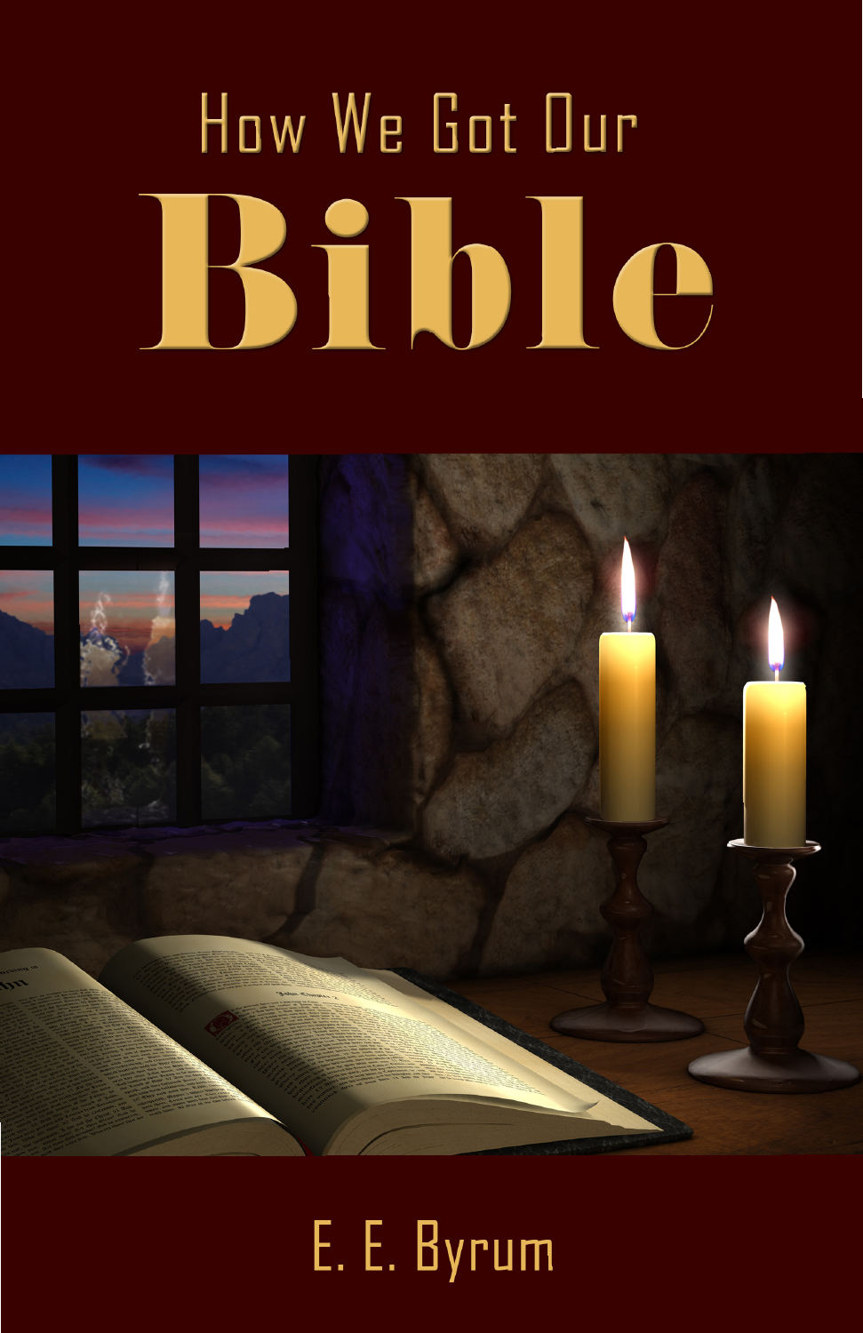# How We Got Our Bible

E. E. Byrum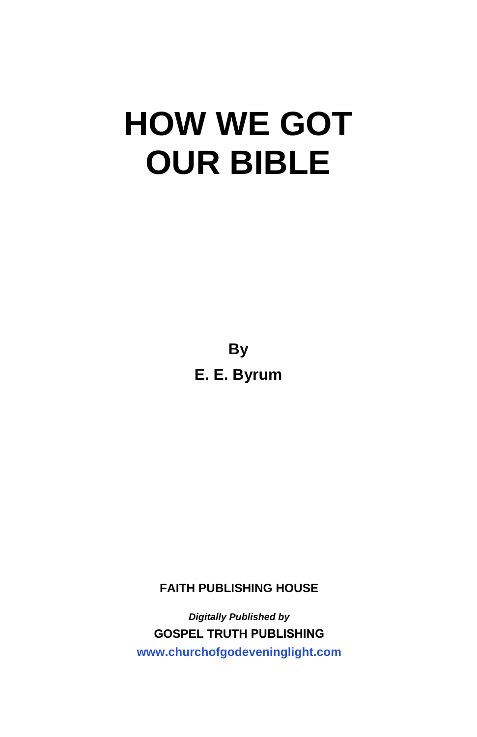# HOW WE GOT OUR BIBLE

**By**

**E. E. Byrum**

**FAITH PUBLISHING HOUSE**

***Digitally Published by***

**GOSPEL TRUTH PUBLISHING**

**www.churchofgodeveninglight.com**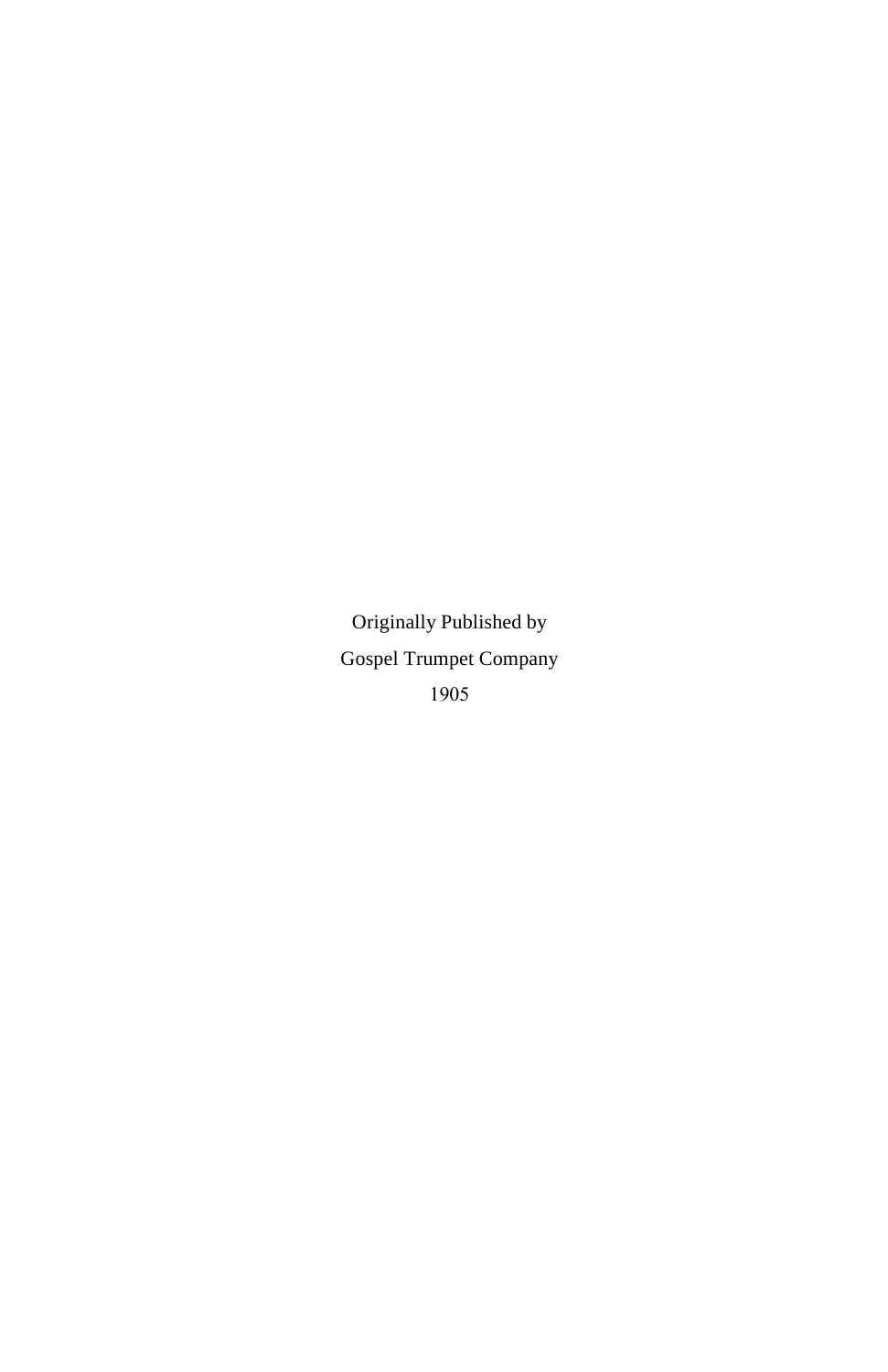Originally Published by

Gospel Trumpet Company

1905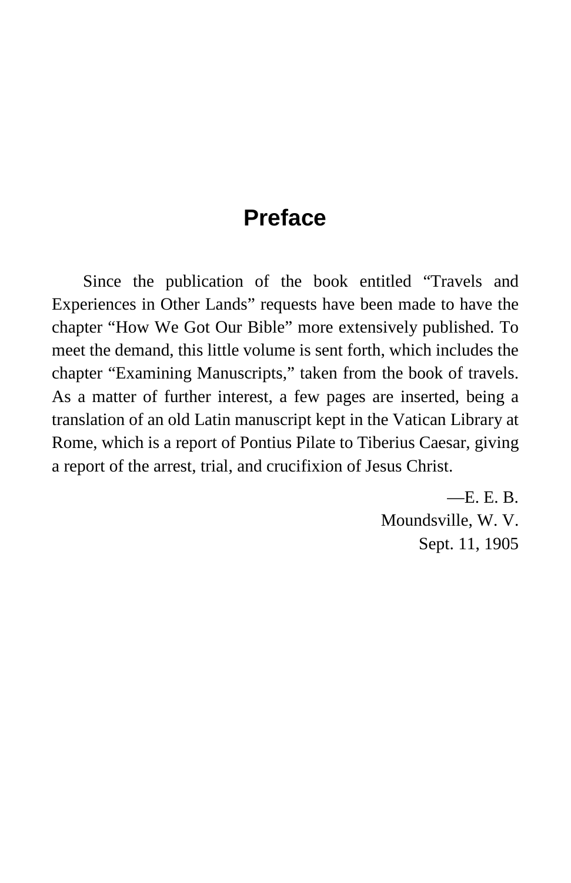# Preface

Since the publication of the book entitled "Travels and Experiences in Other Lands" requests have been made to have the chapter "How We Got Our Bible" more extensively published. To meet the demand, this little volume is sent forth, which includes the chapter "Examining Manuscripts," taken from the book of travels. As a matter of further interest, a few pages are inserted, being a translation of an old Latin manuscript kept in the Vatican Library at Rome, which is a report of Pontius Pilate to Tiberius Caesar, giving a report of the arrest, trial, and crucifixion of Jesus Christ.

—E. E. B.
Moundsville, W. V.
Sept. 11, 1905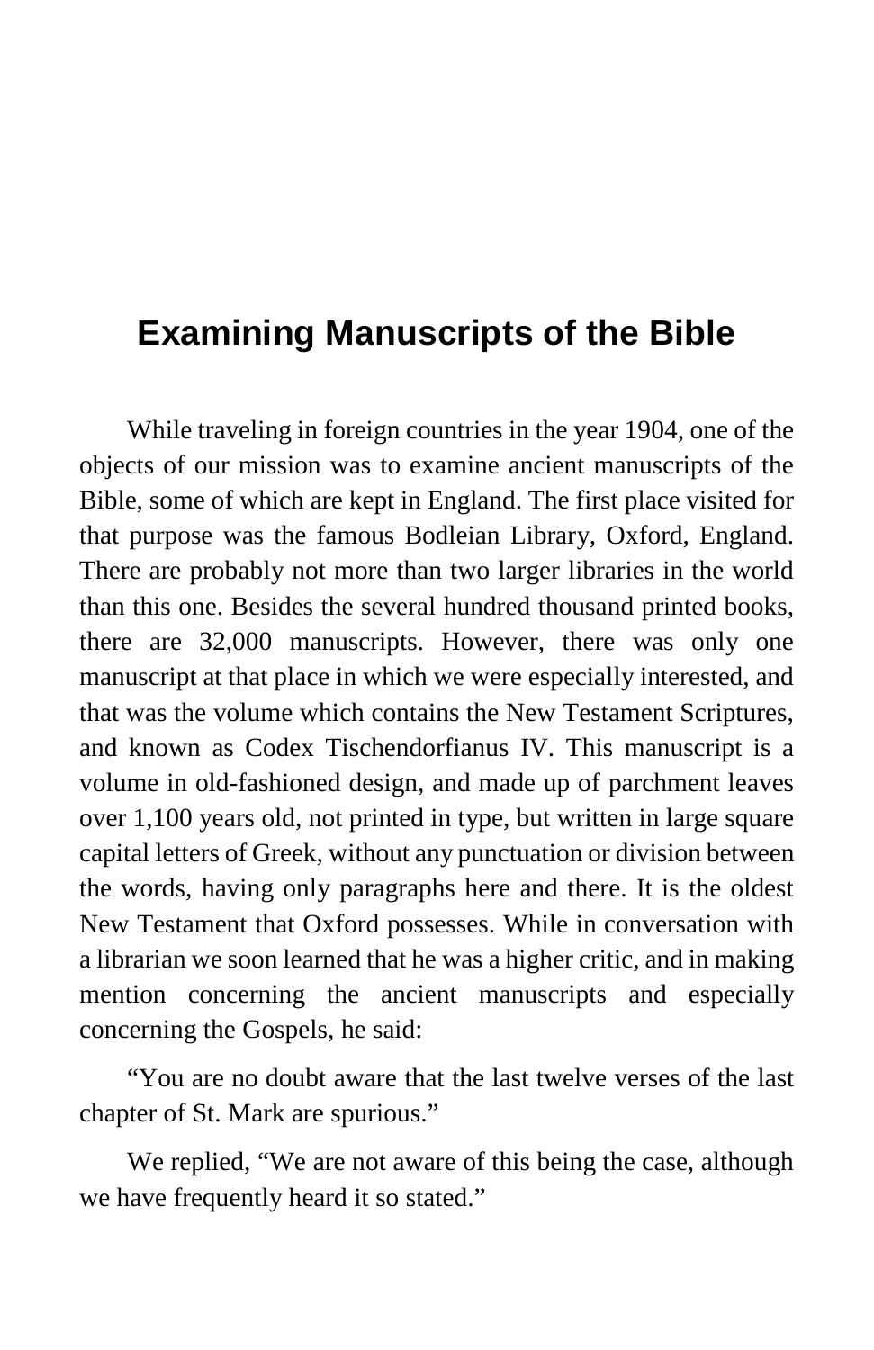# Examining Manuscripts of the Bible

While traveling in foreign countries in the year 1904, one of the objects of our mission was to examine ancient manuscripts of the Bible, some of which are kept in England. The first place visited for that purpose was the famous Bodleian Library, Oxford, England. There are probably not more than two larger libraries in the world than this one. Besides the several hundred thousand printed books, there are 32,000 manuscripts. However, there was only one manuscript at that place in which we were especially interested, and that was the volume which contains the New Testament Scriptures, and known as Codex Tischendorfianus IV. This manuscript is a volume in old-fashioned design, and made up of parchment leaves over 1,100 years old, not printed in type, but written in large square capital letters of Greek, without any punctuation or division between the words, having only paragraphs here and there. It is the oldest New Testament that Oxford possesses. While in conversation with a librarian we soon learned that he was a higher critic, and in making mention concerning the ancient manuscripts and especially concerning the Gospels, he said:

"You are no doubt aware that the last twelve verses of the last chapter of St. Mark are spurious."

We replied, "We are not aware of this being the case, although we have frequently heard it so stated."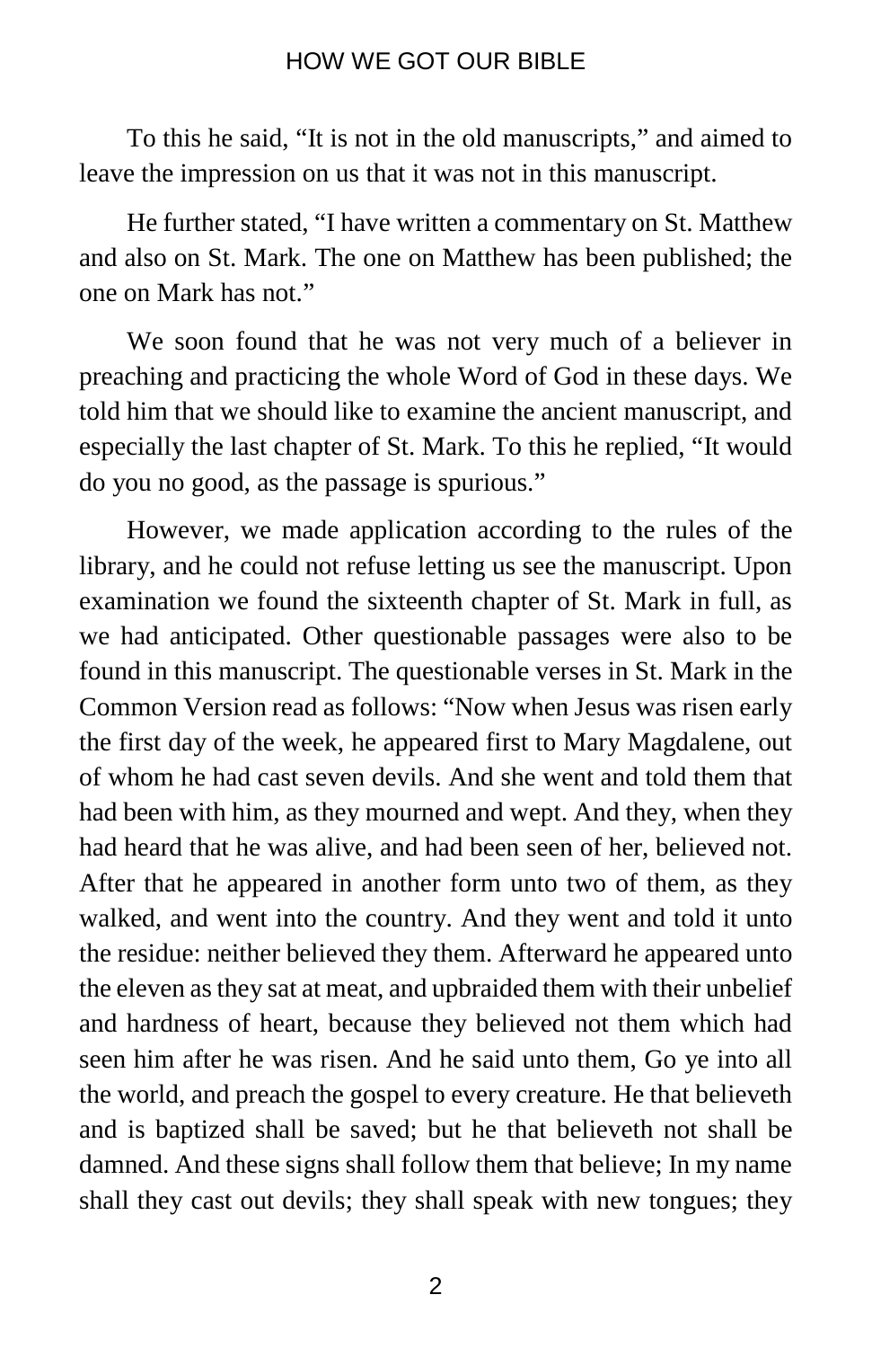To this he said, “It is not in the old manuscripts,” and aimed to leave the impression on us that it was not in this manuscript.

He further stated, “I have written a commentary on St. Matthew and also on St. Mark. The one on Matthew has been published; the one on Mark has not.”

We soon found that he was not very much of a believer in preaching and practicing the whole Word of God in these days. We told him that we should like to examine the ancient manuscript, and especially the last chapter of St. Mark. To this he replied, “It would do you no good, as the passage is spurious.”

However, we made application according to the rules of the library, and he could not refuse letting us see the manuscript. Upon examination we found the sixteenth chapter of St. Mark in full, as we had anticipated. Other questionable passages were also to be found in this manuscript. The questionable verses in St. Mark in the Common Version read as follows: “Now when Jesus was risen early the first day of the week, he appeared first to Mary Magdalene, out of whom he had cast seven devils. And she went and told them that had been with him, as they mourned and wept. And they, when they had heard that he was alive, and had been seen of her, believed not. After that he appeared in another form unto two of them, as they walked, and went into the country. And they went and told it unto the residue: neither believed they them. Afterward he appeared unto the eleven as they sat at meat, and upbraided them with their unbelief and hardness of heart, because they believed not them which had seen him after he was risen. And he said unto them, Go ye into all the world, and preach the gospel to every creature. He that believeth and is baptized shall be saved; but he that believeth not shall be damned. And these signs shall follow them that believe; In my name shall they cast out devils; they shall speak with new tongues; they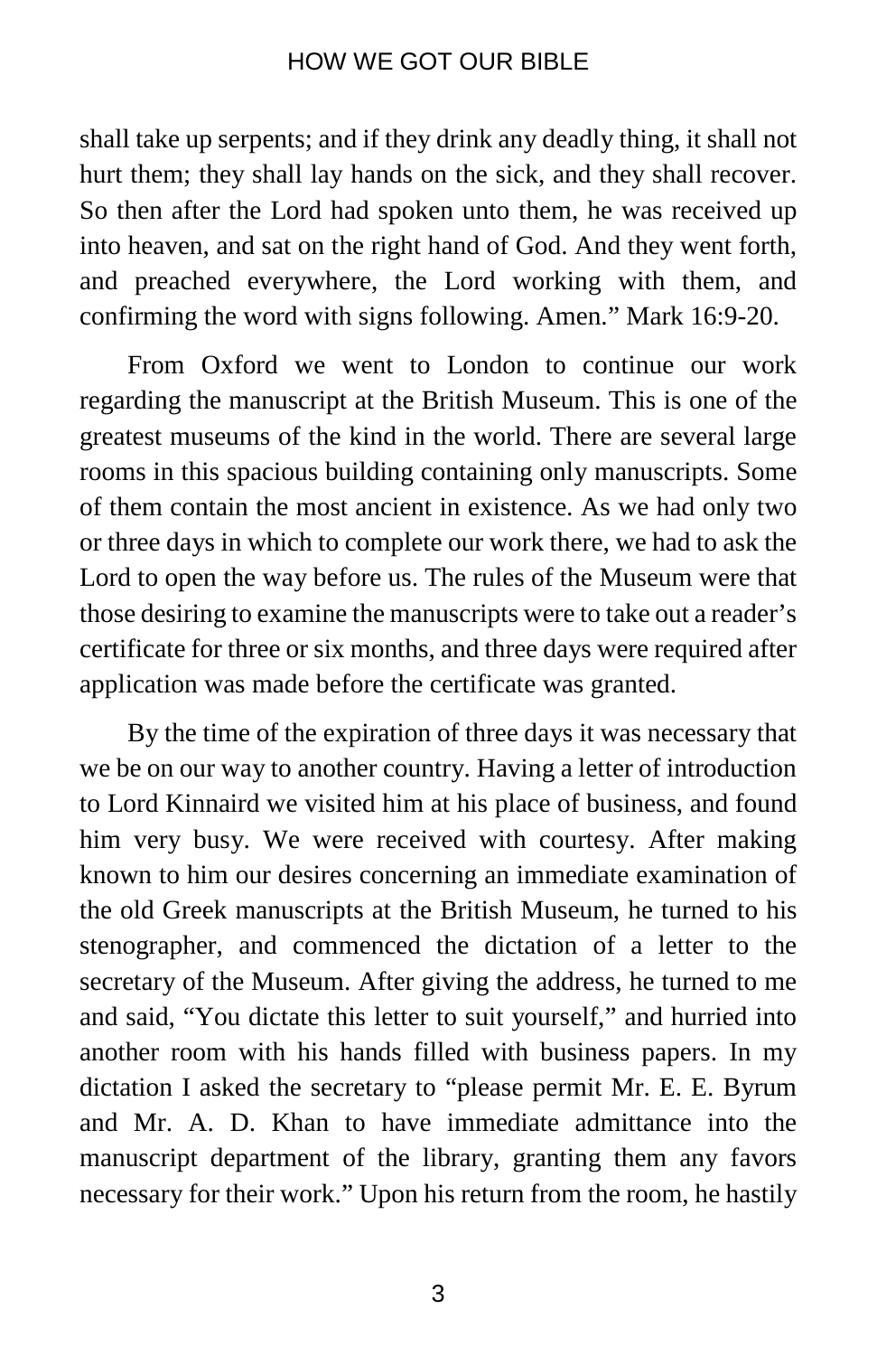shall take up serpents; and if they drink any deadly thing, it shall not hurt them; they shall lay hands on the sick, and they shall recover. So then after the Lord had spoken unto them, he was received up into heaven, and sat on the right hand of God. And they went forth, and preached everywhere, the Lord working with them, and confirming the word with signs following. Amen." Mark 16:9-20.

From Oxford we went to London to continue our work regarding the manuscript at the British Museum. This is one of the greatest museums of the kind in the world. There are several large rooms in this spacious building containing only manuscripts. Some of them contain the most ancient in existence. As we had only two or three days in which to complete our work there, we had to ask the Lord to open the way before us. The rules of the Museum were that those desiring to examine the manuscripts were to take out a reader's certificate for three or six months, and three days were required after application was made before the certificate was granted.

By the time of the expiration of three days it was necessary that we be on our way to another country. Having a letter of introduction to Lord Kinnaird we visited him at his place of business, and found him very busy. We were received with courtesy. After making known to him our desires concerning an immediate examination of the old Greek manuscripts at the British Museum, he turned to his stenographer, and commenced the dictation of a letter to the secretary of the Museum. After giving the address, he turned to me and said, "You dictate this letter to suit yourself," and hurried into another room with his hands filled with business papers. In my dictation I asked the secretary to "please permit Mr. E. E. Byrum and Mr. A. D. Khan to have immediate admittance into the manuscript department of the library, granting them any favors necessary for their work." Upon his return from the room, he hastily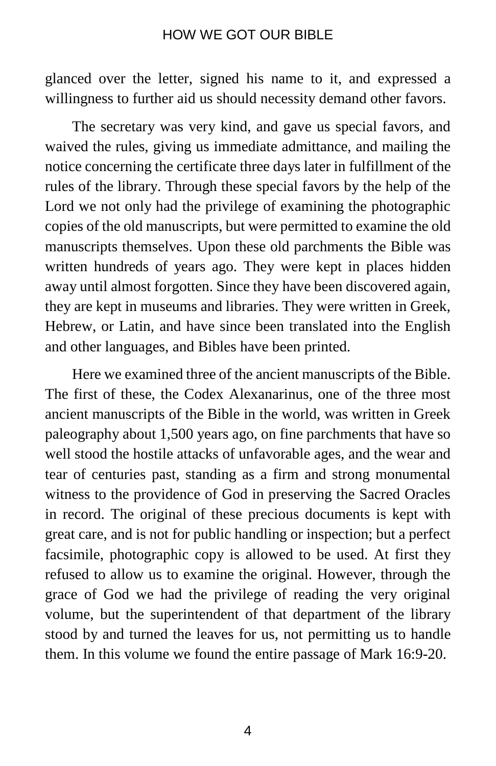glanced over the letter, signed his name to it, and expressed a willingness to further aid us should necessity demand other favors.

The secretary was very kind, and gave us special favors, and waived the rules, giving us immediate admittance, and mailing the notice concerning the certificate three days later in fulfillment of the rules of the library. Through these special favors by the help of the Lord we not only had the privilege of examining the photographic copies of the old manuscripts, but were permitted to examine the old manuscripts themselves. Upon these old parchments the Bible was written hundreds of years ago. They were kept in places hidden away until almost forgotten. Since they have been discovered again, they are kept in museums and libraries. They were written in Greek, Hebrew, or Latin, and have since been translated into the English and other languages, and Bibles have been printed.

Here we examined three of the ancient manuscripts of the Bible. The first of these, the Codex Alexanarinus, one of the three most ancient manuscripts of the Bible in the world, was written in Greek paleography about 1,500 years ago, on fine parchments that have so well stood the hostile attacks of unfavorable ages, and the wear and tear of centuries past, standing as a firm and strong monumental witness to the providence of God in preserving the Sacred Oracles in record. The original of these precious documents is kept with great care, and is not for public handling or inspection; but a perfect facsimile, photographic copy is allowed to be used. At first they refused to allow us to examine the original. However, through the grace of God we had the privilege of reading the very original volume, but the superintendent of that department of the library stood by and turned the leaves for us, not permitting us to handle them. In this volume we found the entire passage of Mark 16:9-20.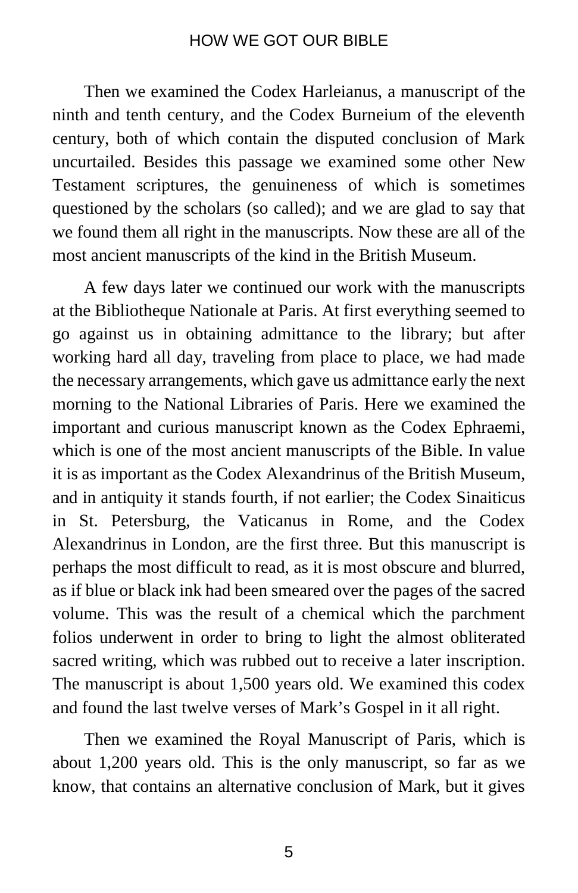Then we examined the Codex Harleianus, a manuscript of the ninth and tenth century, and the Codex Burneium of the eleventh century, both of which contain the disputed conclusion of Mark uncurtailed. Besides this passage we examined some other New Testament scriptures, the genuineness of which is sometimes questioned by the scholars (so called); and we are glad to say that we found them all right in the manuscripts. Now these are all of the most ancient manuscripts of the kind in the British Museum.

A few days later we continued our work with the manuscripts at the Bibliotheque Nationale at Paris. At first everything seemed to go against us in obtaining admittance to the library; but after working hard all day, traveling from place to place, we had made the necessary arrangements, which gave us admittance early the next morning to the National Libraries of Paris. Here we examined the important and curious manuscript known as the Codex Ephraemi, which is one of the most ancient manuscripts of the Bible. In value it is as important as the Codex Alexandrinus of the British Museum, and in antiquity it stands fourth, if not earlier; the Codex Sinaiticus in St. Petersburg, the Vaticanus in Rome, and the Codex Alexandrinus in London, are the first three. But this manuscript is perhaps the most difficult to read, as it is most obscure and blurred, as if blue or black ink had been smeared over the pages of the sacred volume. This was the result of a chemical which the parchment folios underwent in order to bring to light the almost obliterated sacred writing, which was rubbed out to receive a later inscription. The manuscript is about 1,500 years old. We examined this codex and found the last twelve verses of Mark's Gospel in it all right.

Then we examined the Royal Manuscript of Paris, which is about 1,200 years old. This is the only manuscript, so far as we know, that contains an alternative conclusion of Mark, but it gives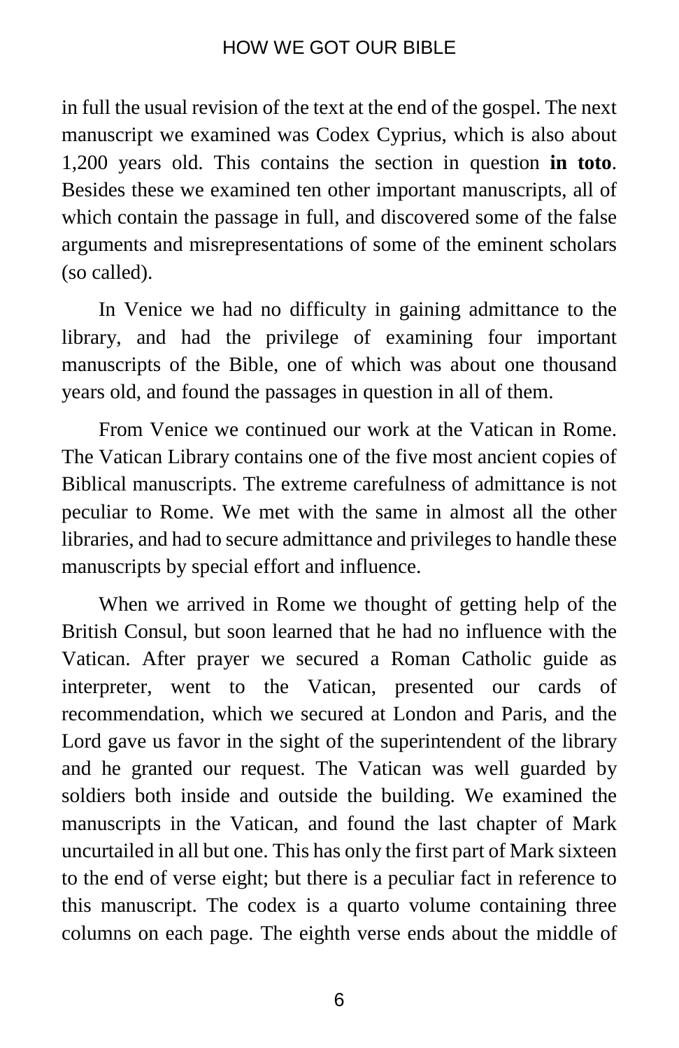in full the usual revision of the text at the end of the gospel. The next manuscript we examined was Codex Cyprius, which is also about 1,200 years old. This contains the section in question **in toto**. Besides these we examined ten other important manuscripts, all of which contain the passage in full, and discovered some of the false arguments and misrepresentations of some of the eminent scholars (so called).

In Venice we had no difficulty in gaining admittance to the library, and had the privilege of examining four important manuscripts of the Bible, one of which was about one thousand years old, and found the passages in question in all of them.

From Venice we continued our work at the Vatican in Rome. The Vatican Library contains one of the five most ancient copies of Biblical manuscripts. The extreme carefulness of admittance is not peculiar to Rome. We met with the same in almost all the other libraries, and had to secure admittance and privileges to handle these manuscripts by special effort and influence.

When we arrived in Rome we thought of getting help of the British Consul, but soon learned that he had no influence with the Vatican. After prayer we secured a Roman Catholic guide as interpreter, went to the Vatican, presented our cards of recommendation, which we secured at London and Paris, and the Lord gave us favor in the sight of the superintendent of the library and he granted our request. The Vatican was well guarded by soldiers both inside and outside the building. We examined the manuscripts in the Vatican, and found the last chapter of Mark uncurtailed in all but one. This has only the first part of Mark sixteen to the end of verse eight; but there is a peculiar fact in reference to this manuscript. The codex is a quarto volume containing three columns on each page. The eighth verse ends about the middle of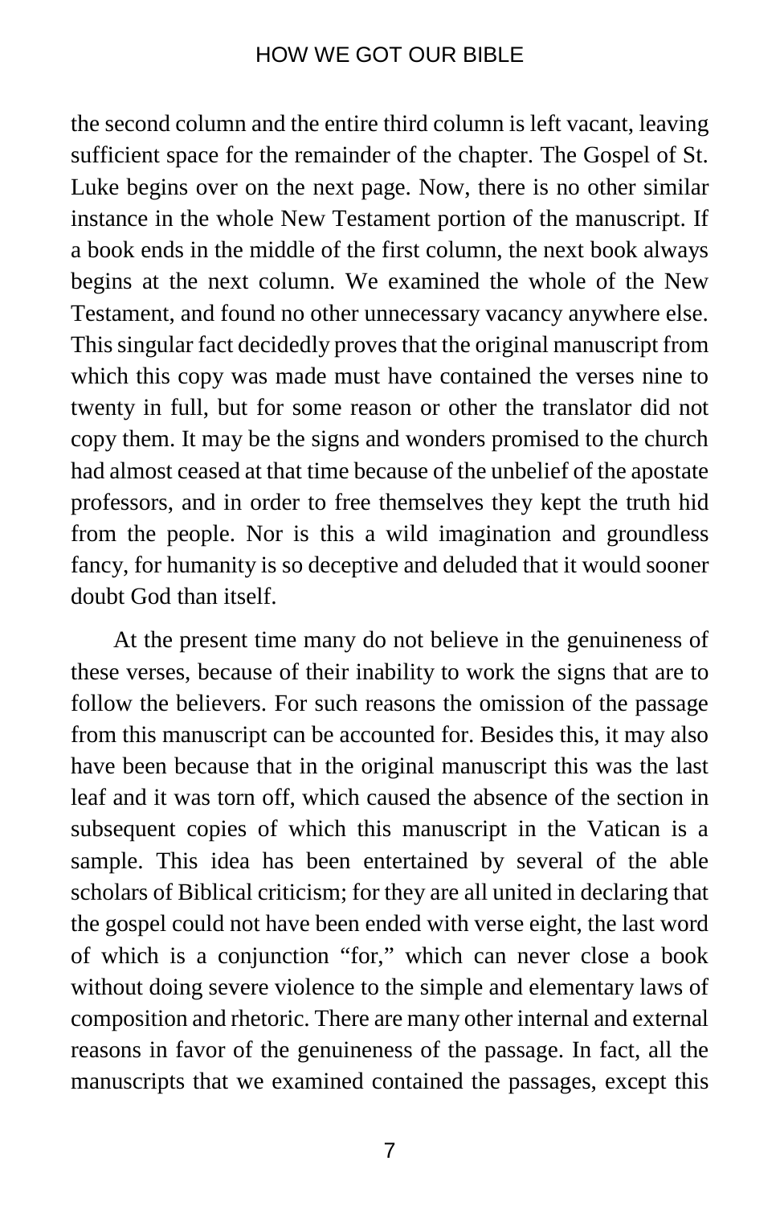the second column and the entire third column is left vacant, leaving sufficient space for the remainder of the chapter. The Gospel of St. Luke begins over on the next page. Now, there is no other similar instance in the whole New Testament portion of the manuscript. If a book ends in the middle of the first column, the next book always begins at the next column. We examined the whole of the New Testament, and found no other unnecessary vacancy anywhere else. This singular fact decidedly proves that the original manuscript from which this copy was made must have contained the verses nine to twenty in full, but for some reason or other the translator did not copy them. It may be the signs and wonders promised to the church had almost ceased at that time because of the unbelief of the apostate professors, and in order to free themselves they kept the truth hid from the people. Nor is this a wild imagination and groundless fancy, for humanity is so deceptive and deluded that it would sooner doubt God than itself.

At the present time many do not believe in the genuineness of these verses, because of their inability to work the signs that are to follow the believers. For such reasons the omission of the passage from this manuscript can be accounted for. Besides this, it may also have been because that in the original manuscript this was the last leaf and it was torn off, which caused the absence of the section in subsequent copies of which this manuscript in the Vatican is a sample. This idea has been entertained by several of the able scholars of Biblical criticism; for they are all united in declaring that the gospel could not have been ended with verse eight, the last word of which is a conjunction "for," which can never close a book without doing severe violence to the simple and elementary laws of composition and rhetoric. There are many other internal and external reasons in favor of the genuineness of the passage. In fact, all the manuscripts that we examined contained the passages, except this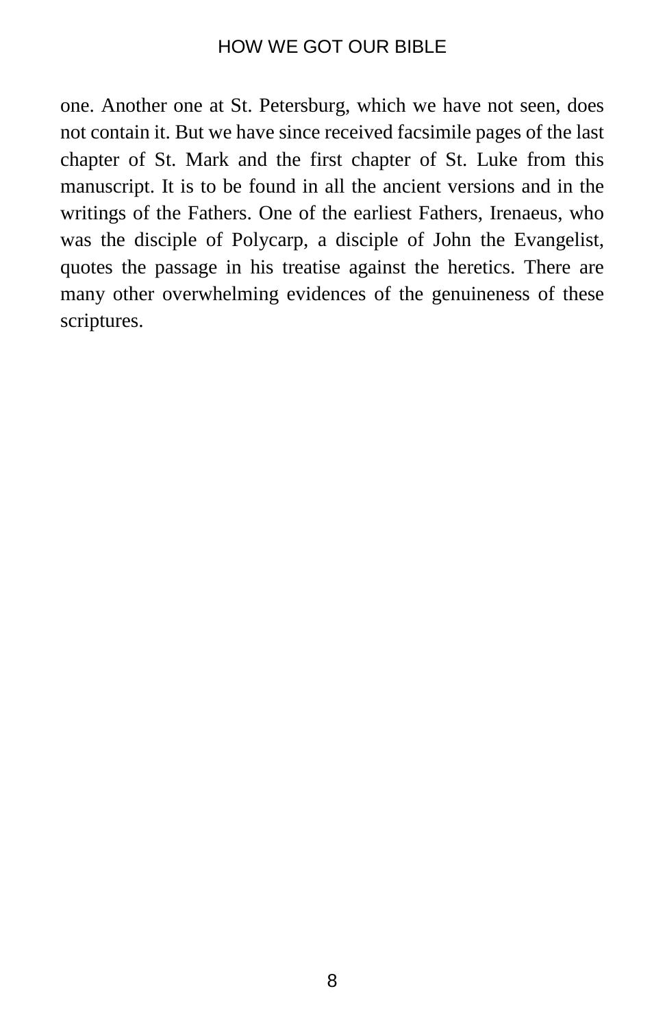one. Another one at St. Petersburg, which we have not seen, does not contain it. But we have since received facsimile pages of the last chapter of St. Mark and the first chapter of St. Luke from this manuscript. It is to be found in all the ancient versions and in the writings of the Fathers. One of the earliest Fathers, Irenaeus, who was the disciple of Polycarp, a disciple of John the Evangelist, quotes the passage in his treatise against the heretics. There are many other overwhelming evidences of the genuineness of these scriptures.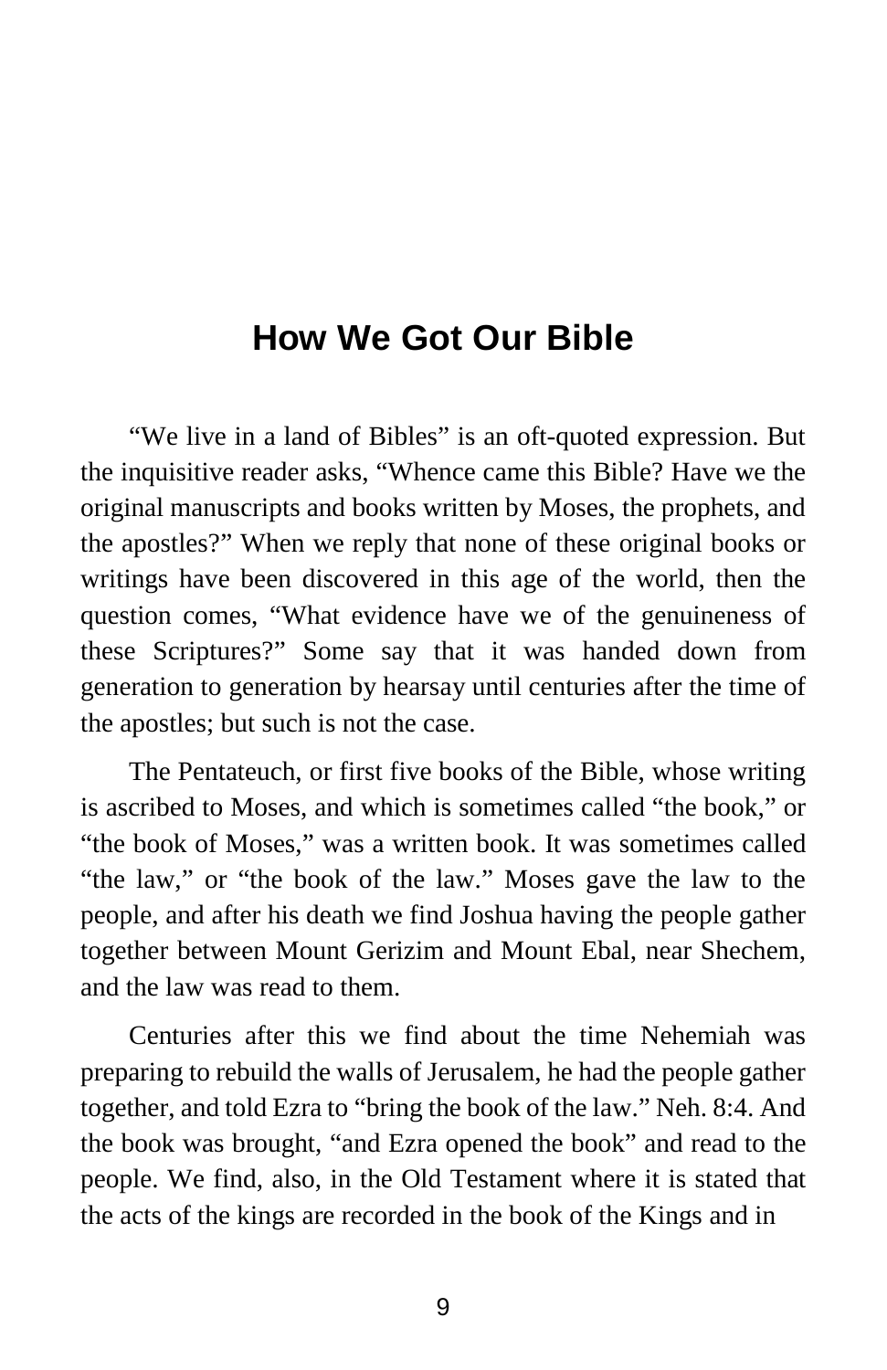# How We Got Our Bible

"We live in a land of Bibles" is an oft-quoted expression. But the inquisitive reader asks, "Whence came this Bible? Have we the original manuscripts and books written by Moses, the prophets, and the apostles?" When we reply that none of these original books or writings have been discovered in this age of the world, then the question comes, "What evidence have we of the genuineness of these Scriptures?" Some say that it was handed down from generation to generation by hearsay until centuries after the time of the apostles; but such is not the case.

The Pentateuch, or first five books of the Bible, whose writing is ascribed to Moses, and which is sometimes called "the book," or "the book of Moses," was a written book. It was sometimes called "the law," or "the book of the law." Moses gave the law to the people, and after his death we find Joshua having the people gather together between Mount Gerizim and Mount Ebal, near Shechem, and the law was read to them.

Centuries after this we find about the time Nehemiah was preparing to rebuild the walls of Jerusalem, he had the people gather together, and told Ezra to "bring the book of the law." Neh. 8:4. And the book was brought, "and Ezra opened the book" and read to the people. We find, also, in the Old Testament where it is stated that the acts of the kings are recorded in the book of the Kings and in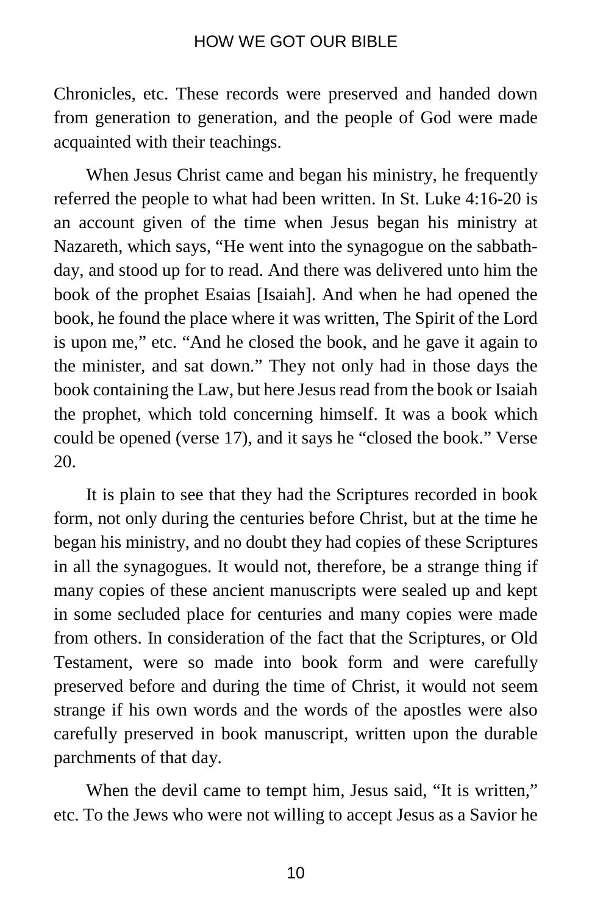Chronicles, etc. These records were preserved and handed down from generation to generation, and the people of God were made acquainted with their teachings.

When Jesus Christ came and began his ministry, he frequently referred the people to what had been written. In St. Luke 4:16-20 is an account given of the time when Jesus began his ministry at Nazareth, which says, "He went into the synagogue on the sabbath-day, and stood up for to read. And there was delivered unto him the book of the prophet Esaias [Isaiah]. And when he had opened the book, he found the place where it was written, The Spirit of the Lord is upon me," etc. "And he closed the book, and he gave it again to the minister, and sat down." They not only had in those days the book containing the Law, but here Jesus read from the book or Isaiah the prophet, which told concerning himself. It was a book which could be opened (verse 17), and it says he "closed the book." Verse 20.

It is plain to see that they had the Scriptures recorded in book form, not only during the centuries before Christ, but at the time he began his ministry, and no doubt they had copies of these Scriptures in all the synagogues. It would not, therefore, be a strange thing if many copies of these ancient manuscripts were sealed up and kept in some secluded place for centuries and many copies were made from others. In consideration of the fact that the Scriptures, or Old Testament, were so made into book form and were carefully preserved before and during the time of Christ, it would not seem strange if his own words and the words of the apostles were also carefully preserved in book manuscript, written upon the durable parchments of that day.

When the devil came to tempt him, Jesus said, "It is written," etc. To the Jews who were not willing to accept Jesus as a Savior he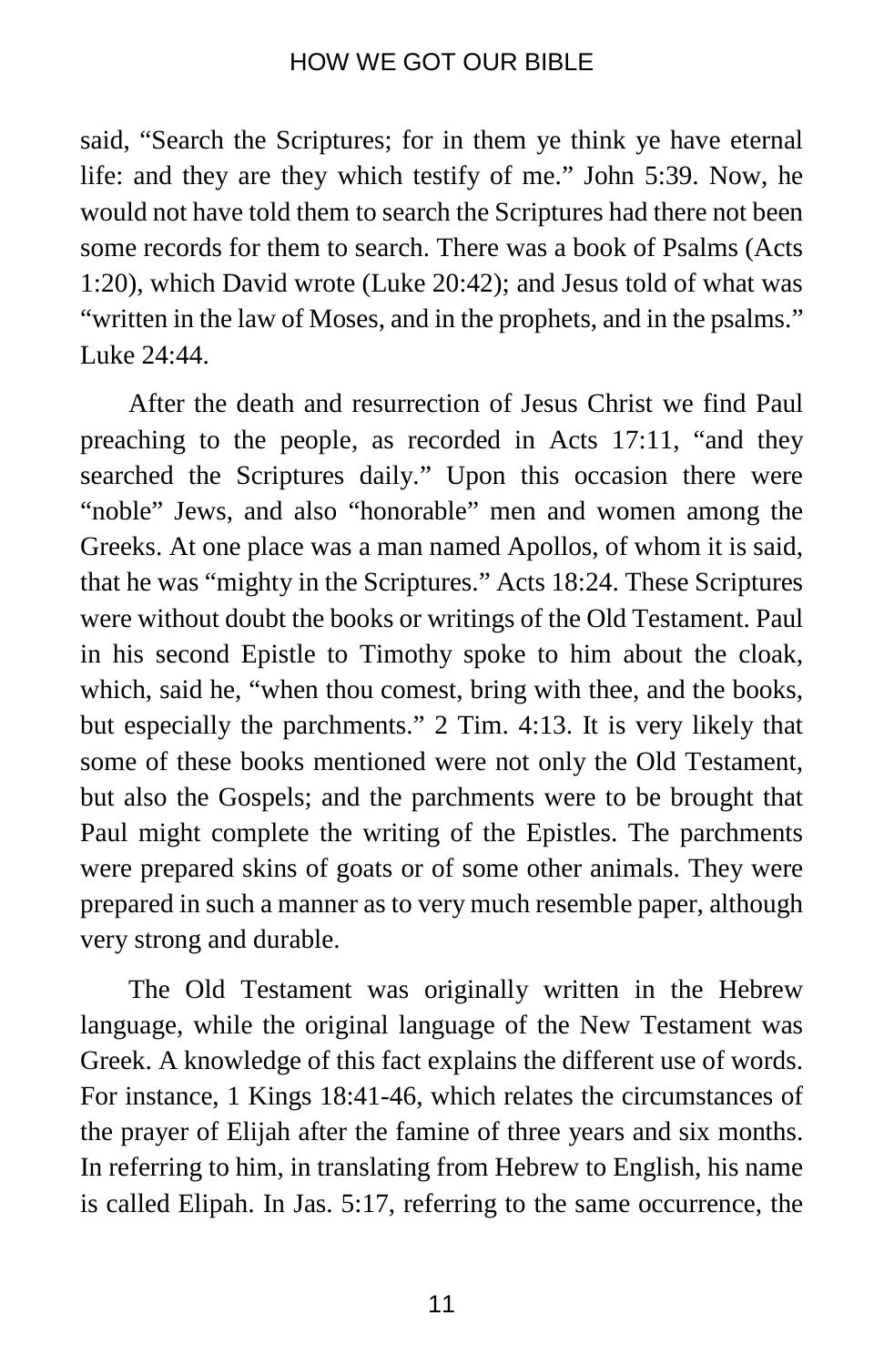said, "Search the Scriptures; for in them ye think ye have eternal life: and they are they which testify of me." John 5:39. Now, he would not have told them to search the Scriptures had there not been some records for them to search. There was a book of Psalms (Acts 1:20), which David wrote (Luke 20:42); and Jesus told of what was "written in the law of Moses, and in the prophets, and in the psalms." Luke 24:44.

After the death and resurrection of Jesus Christ we find Paul preaching to the people, as recorded in Acts 17:11, "and they searched the Scriptures daily." Upon this occasion there were "noble" Jews, and also "honorable" men and women among the Greeks. At one place was a man named Apollos, of whom it is said, that he was "mighty in the Scriptures." Acts 18:24. These Scriptures were without doubt the books or writings of the Old Testament. Paul in his second Epistle to Timothy spoke to him about the cloak, which, said he, "when thou comest, bring with thee, and the books, but especially the parchments." 2 Tim. 4:13. It is very likely that some of these books mentioned were not only the Old Testament, but also the Gospels; and the parchments were to be brought that Paul might complete the writing of the Epistles. The parchments were prepared skins of goats or of some other animals. They were prepared in such a manner as to very much resemble paper, although very strong and durable.

The Old Testament was originally written in the Hebrew language, while the original language of the New Testament was Greek. A knowledge of this fact explains the different use of words. For instance, 1 Kings 18:41-46, which relates the circumstances of the prayer of Elijah after the famine of three years and six months. In referring to him, in translating from Hebrew to English, his name is called Elipah. In Jas. 5:17, referring to the same occurrence, the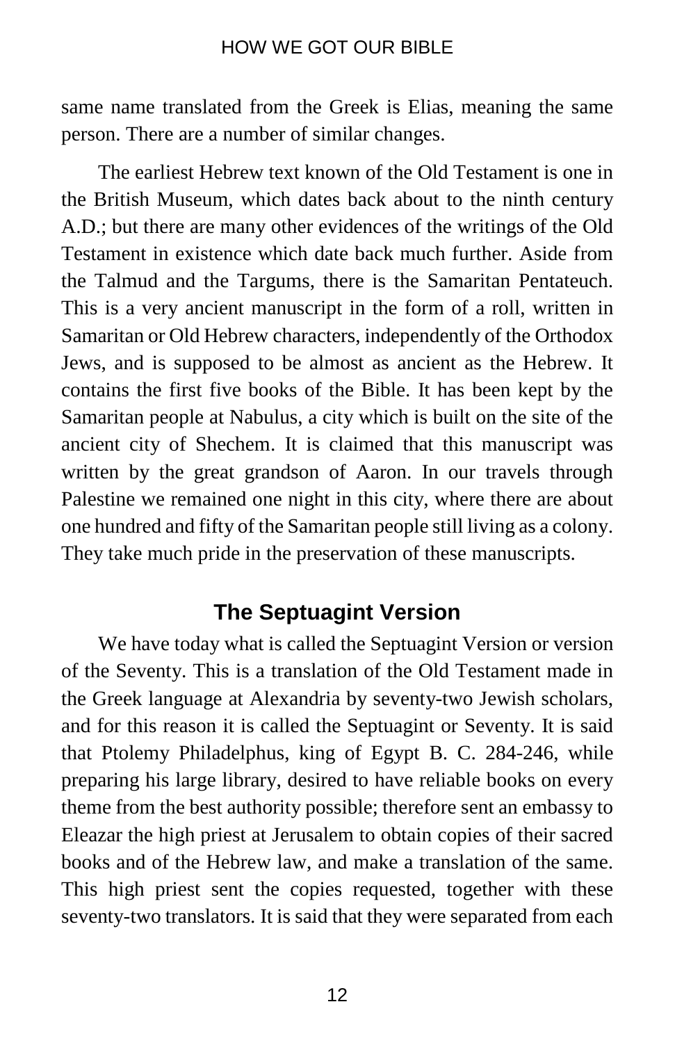same name translated from the Greek is Elias, meaning the same person. There are a number of similar changes.

The earliest Hebrew text known of the Old Testament is one in the British Museum, which dates back about to the ninth century A.D.; but there are many other evidences of the writings of the Old Testament in existence which date back much further. Aside from the Talmud and the Targums, there is the Samaritan Pentateuch. This is a very ancient manuscript in the form of a roll, written in Samaritan or Old Hebrew characters, independently of the Orthodox Jews, and is supposed to be almost as ancient as the Hebrew. It contains the first five books of the Bible. It has been kept by the Samaritan people at Nabulus, a city which is built on the site of the ancient city of Shechem. It is claimed that this manuscript was written by the great grandson of Aaron. In our travels through Palestine we remained one night in this city, where there are about one hundred and fifty of the Samaritan people still living as a colony. They take much pride in the preservation of these manuscripts.

## The Septuagint Version

We have today what is called the Septuagint Version or version of the Seventy. This is a translation of the Old Testament made in the Greek language at Alexandria by seventy-two Jewish scholars, and for this reason it is called the Septuagint or Seventy. It is said that Ptolemy Philadelphus, king of Egypt B. C. 284-246, while preparing his large library, desired to have reliable books on every theme from the best authority possible; therefore sent an embassy to Eleazar the high priest at Jerusalem to obtain copies of their sacred books and of the Hebrew law, and make a translation of the same. This high priest sent the copies requested, together with these seventy-two translators. It is said that they were separated from each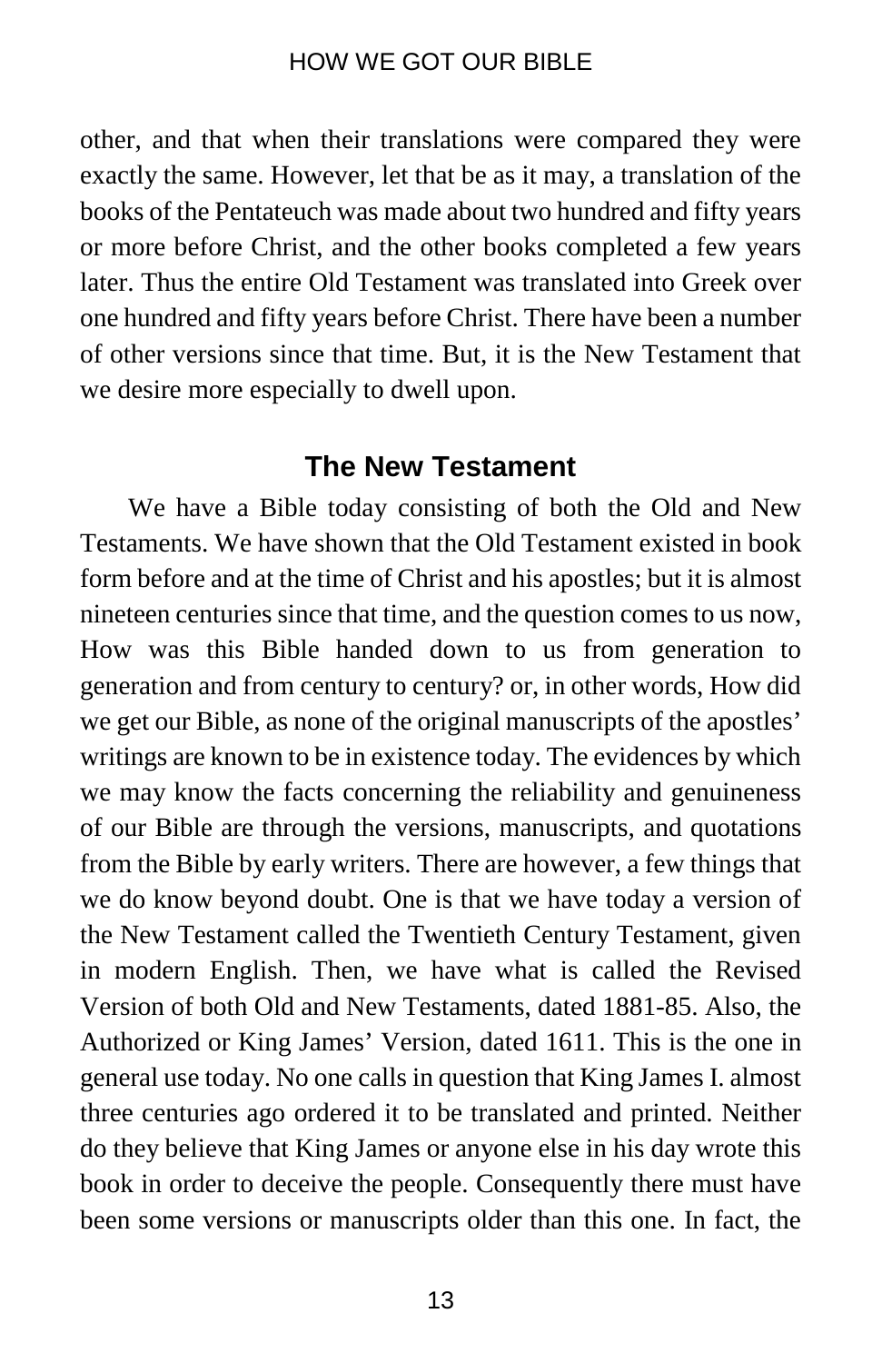other, and that when their translations were compared they were exactly the same. However, let that be as it may, a translation of the books of the Pentateuch was made about two hundred and fifty years or more before Christ, and the other books completed a few years later. Thus the entire Old Testament was translated into Greek over one hundred and fifty years before Christ. There have been a number of other versions since that time. But, it is the New Testament that we desire more especially to dwell upon.

## The New Testament

We have a Bible today consisting of both the Old and New Testaments. We have shown that the Old Testament existed in book form before and at the time of Christ and his apostles; but it is almost nineteen centuries since that time, and the question comes to us now, How was this Bible handed down to us from generation to generation and from century to century? or, in other words, How did we get our Bible, as none of the original manuscripts of the apostles' writings are known to be in existence today. The evidences by which we may know the facts concerning the reliability and genuineness of our Bible are through the versions, manuscripts, and quotations from the Bible by early writers. There are however, a few things that we do know beyond doubt. One is that we have today a version of the New Testament called the Twentieth Century Testament, given in modern English. Then, we have what is called the Revised Version of both Old and New Testaments, dated 1881-85. Also, the Authorized or King James' Version, dated 1611. This is the one in general use today. No one calls in question that King James I. almost three centuries ago ordered it to be translated and printed. Neither do they believe that King James or anyone else in his day wrote this book in order to deceive the people. Consequently there must have been some versions or manuscripts older than this one. In fact, the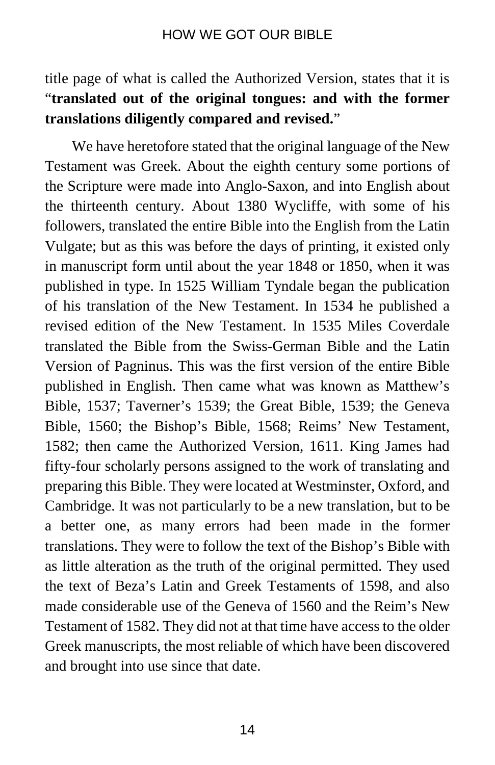title page of what is called the Authorized Version, states that it is "**translated out of the original tongues: and with the former translations diligently compared and revised.**"

We have heretofore stated that the original language of the New Testament was Greek. About the eighth century some portions of the Scripture were made into Anglo-Saxon, and into English about the thirteenth century. About 1380 Wycliffe, with some of his followers, translated the entire Bible into the English from the Latin Vulgate; but as this was before the days of printing, it existed only in manuscript form until about the year 1848 or 1850, when it was published in type. In 1525 William Tyndale began the publication of his translation of the New Testament. In 1534 he published a revised edition of the New Testament. In 1535 Miles Coverdale translated the Bible from the Swiss-German Bible and the Latin Version of Pagninus. This was the first version of the entire Bible published in English. Then came what was known as Matthew's Bible, 1537; Taverner's 1539; the Great Bible, 1539; the Geneva Bible, 1560; the Bishop's Bible, 1568; Reims' New Testament, 1582; then came the Authorized Version, 1611. King James had fifty-four scholarly persons assigned to the work of translating and preparing this Bible. They were located at Westminster, Oxford, and Cambridge. It was not particularly to be a new translation, but to be a better one, as many errors had been made in the former translations. They were to follow the text of the Bishop's Bible with as little alteration as the truth of the original permitted. They used the text of Beza's Latin and Greek Testaments of 1598, and also made considerable use of the Geneva of 1560 and the Reim's New Testament of 1582. They did not at that time have access to the older Greek manuscripts, the most reliable of which have been discovered and brought into use since that date.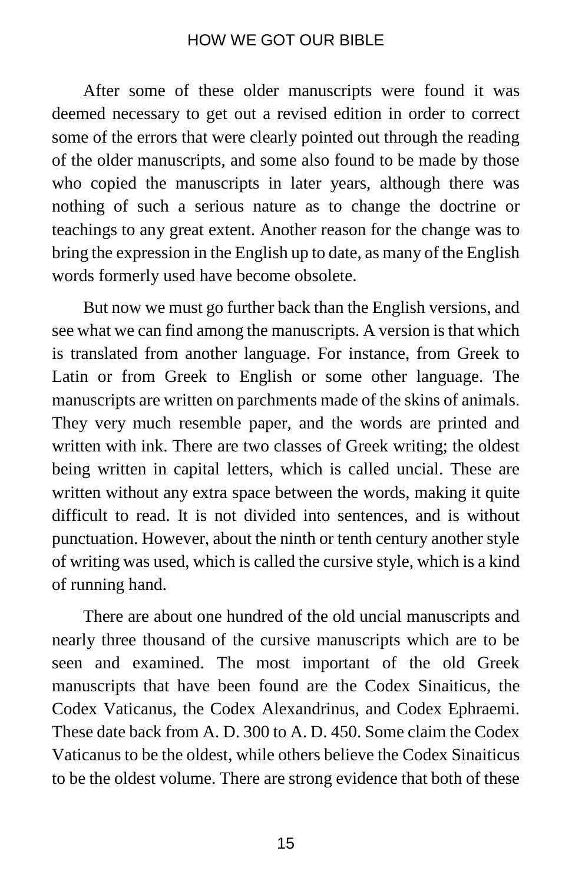After some of these older manuscripts were found it was deemed necessary to get out a revised edition in order to correct some of the errors that were clearly pointed out through the reading of the older manuscripts, and some also found to be made by those who copied the manuscripts in later years, although there was nothing of such a serious nature as to change the doctrine or teachings to any great extent. Another reason for the change was to bring the expression in the English up to date, as many of the English words formerly used have become obsolete.

But now we must go further back than the English versions, and see what we can find among the manuscripts. A version is that which is translated from another language. For instance, from Greek to Latin or from Greek to English or some other language. The manuscripts are written on parchments made of the skins of animals. They very much resemble paper, and the words are printed and written with ink. There are two classes of Greek writing; the oldest being written in capital letters, which is called uncial. These are written without any extra space between the words, making it quite difficult to read. It is not divided into sentences, and is without punctuation. However, about the ninth or tenth century another style of writing was used, which is called the cursive style, which is a kind of running hand.

There are about one hundred of the old uncial manuscripts and nearly three thousand of the cursive manuscripts which are to be seen and examined. The most important of the old Greek manuscripts that have been found are the Codex Sinaiticus, the Codex Vaticanus, the Codex Alexandrinus, and Codex Ephraemi. These date back from A. D. 300 to A. D. 450. Some claim the Codex Vaticanus to be the oldest, while others believe the Codex Sinaiticus to be the oldest volume. There are strong evidence that both of these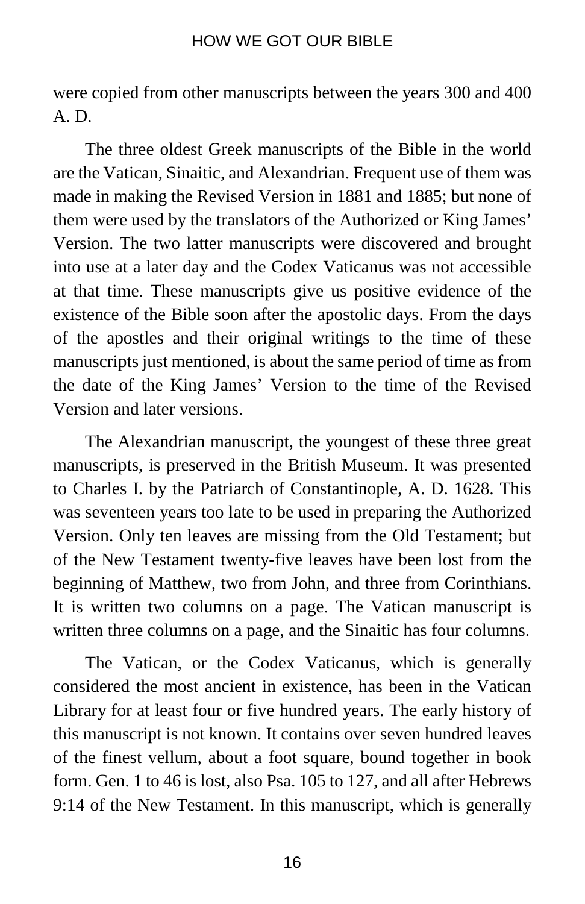were copied from other manuscripts between the years 300 and 400 A. D.

The three oldest Greek manuscripts of the Bible in the world are the Vatican, Sinaitic, and Alexandrian. Frequent use of them was made in making the Revised Version in 1881 and 1885; but none of them were used by the translators of the Authorized or King James' Version. The two latter manuscripts were discovered and brought into use at a later day and the Codex Vaticanus was not accessible at that time. These manuscripts give us positive evidence of the existence of the Bible soon after the apostolic days. From the days of the apostles and their original writings to the time of these manuscripts just mentioned, is about the same period of time as from the date of the King James' Version to the time of the Revised Version and later versions.

The Alexandrian manuscript, the youngest of these three great manuscripts, is preserved in the British Museum. It was presented to Charles I. by the Patriarch of Constantinople, A. D. 1628. This was seventeen years too late to be used in preparing the Authorized Version. Only ten leaves are missing from the Old Testament; but of the New Testament twenty-five leaves have been lost from the beginning of Matthew, two from John, and three from Corinthians. It is written two columns on a page. The Vatican manuscript is written three columns on a page, and the Sinaitic has four columns.

The Vatican, or the Codex Vaticanus, which is generally considered the most ancient in existence, has been in the Vatican Library for at least four or five hundred years. The early history of this manuscript is not known. It contains over seven hundred leaves of the finest vellum, about a foot square, bound together in book form. Gen. 1 to 46 is lost, also Psa. 105 to 127, and all after Hebrews 9:14 of the New Testament. In this manuscript, which is generally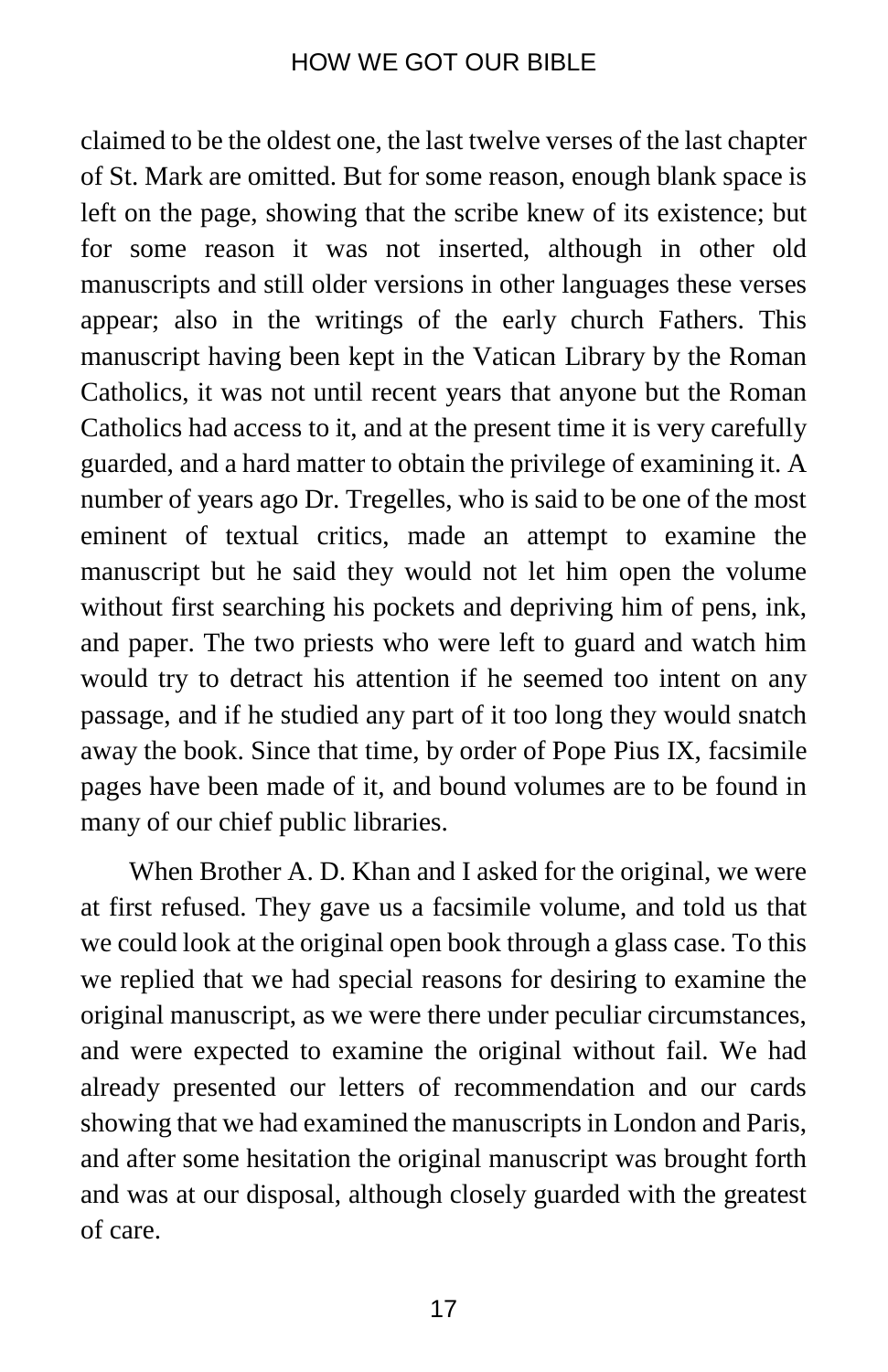claimed to be the oldest one, the last twelve verses of the last chapter of St. Mark are omitted. But for some reason, enough blank space is left on the page, showing that the scribe knew of its existence; but for some reason it was not inserted, although in other old manuscripts and still older versions in other languages these verses appear; also in the writings of the early church Fathers. This manuscript having been kept in the Vatican Library by the Roman Catholics, it was not until recent years that anyone but the Roman Catholics had access to it, and at the present time it is very carefully guarded, and a hard matter to obtain the privilege of examining it. A number of years ago Dr. Tregelles, who is said to be one of the most eminent of textual critics, made an attempt to examine the manuscript but he said they would not let him open the volume without first searching his pockets and depriving him of pens, ink, and paper. The two priests who were left to guard and watch him would try to detract his attention if he seemed too intent on any passage, and if he studied any part of it too long they would snatch away the book. Since that time, by order of Pope Pius IX, facsimile pages have been made of it, and bound volumes are to be found in many of our chief public libraries.

When Brother A. D. Khan and I asked for the original, we were at first refused. They gave us a facsimile volume, and told us that we could look at the original open book through a glass case. To this we replied that we had special reasons for desiring to examine the original manuscript, as we were there under peculiar circumstances, and were expected to examine the original without fail. We had already presented our letters of recommendation and our cards showing that we had examined the manuscripts in London and Paris, and after some hesitation the original manuscript was brought forth and was at our disposal, although closely guarded with the greatest of care.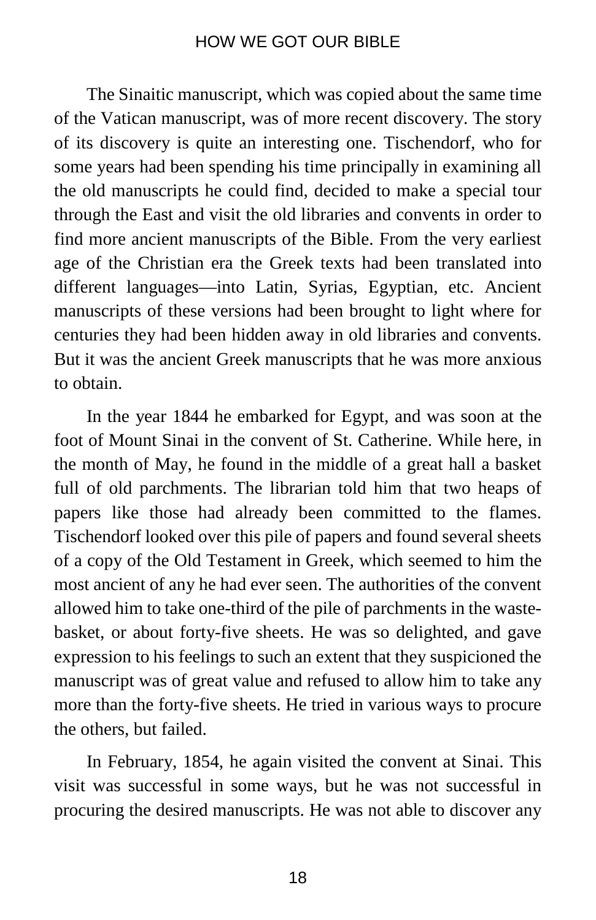The Sinaitic manuscript, which was copied about the same time of the Vatican manuscript, was of more recent discovery. The story of its discovery is quite an interesting one. Tischendorf, who for some years had been spending his time principally in examining all the old manuscripts he could find, decided to make a special tour through the East and visit the old libraries and convents in order to find more ancient manuscripts of the Bible. From the very earliest age of the Christian era the Greek texts had been translated into different languages—into Latin, Syrias, Egyptian, etc. Ancient manuscripts of these versions had been brought to light where for centuries they had been hidden away in old libraries and convents. But it was the ancient Greek manuscripts that he was more anxious to obtain.

In the year 1844 he embarked for Egypt, and was soon at the foot of Mount Sinai in the convent of St. Catherine. While here, in the month of May, he found in the middle of a great hall a basket full of old parchments. The librarian told him that two heaps of papers like those had already been committed to the flames. Tischendorf looked over this pile of papers and found several sheets of a copy of the Old Testament in Greek, which seemed to him the most ancient of any he had ever seen. The authorities of the convent allowed him to take one-third of the pile of parchments in the waste-basket, or about forty-five sheets. He was so delighted, and gave expression to his feelings to such an extent that they suspicioned the manuscript was of great value and refused to allow him to take any more than the forty-five sheets. He tried in various ways to procure the others, but failed.

In February, 1854, he again visited the convent at Sinai. This visit was successful in some ways, but he was not successful in procuring the desired manuscripts. He was not able to discover any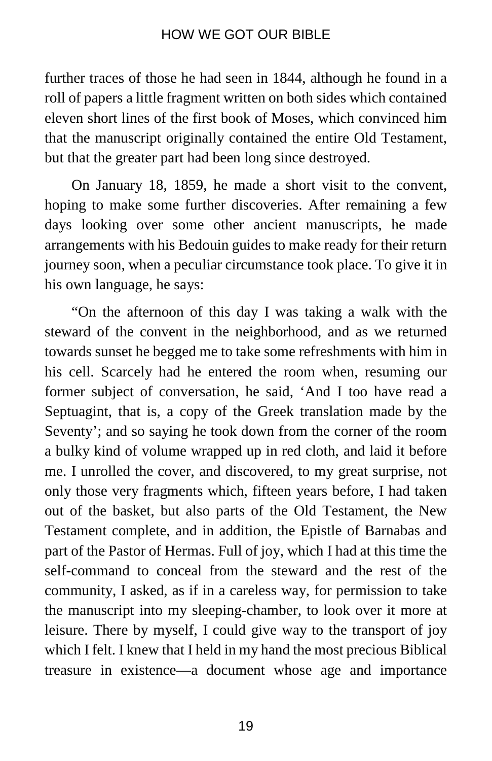further traces of those he had seen in 1844, although he found in a roll of papers a little fragment written on both sides which contained eleven short lines of the first book of Moses, which convinced him that the manuscript originally contained the entire Old Testament, but that the greater part had been long since destroyed.

On January 18, 1859, he made a short visit to the convent, hoping to make some further discoveries. After remaining a few days looking over some other ancient manuscripts, he made arrangements with his Bedouin guides to make ready for their return journey soon, when a peculiar circumstance took place. To give it in his own language, he says:

“On the afternoon of this day I was taking a walk with the steward of the convent in the neighborhood, and as we returned towards sunset he begged me to take some refreshments with him in his cell. Scarcely had he entered the room when, resuming our former subject of conversation, he said, ‘And I too have read a Septuagint, that is, a copy of the Greek translation made by the Seventy’; and so saying he took down from the corner of the room a bulky kind of volume wrapped up in red cloth, and laid it before me. I unrolled the cover, and discovered, to my great surprise, not only those very fragments which, fifteen years before, I had taken out of the basket, but also parts of the Old Testament, the New Testament complete, and in addition, the Epistle of Barnabas and part of the Pastor of Hermas. Full of joy, which I had at this time the self-command to conceal from the steward and the rest of the community, I asked, as if in a careless way, for permission to take the manuscript into my sleeping-chamber, to look over it more at leisure. There by myself, I could give way to the transport of joy which I felt. I knew that I held in my hand the most precious Biblical treasure in existence—a document whose age and importance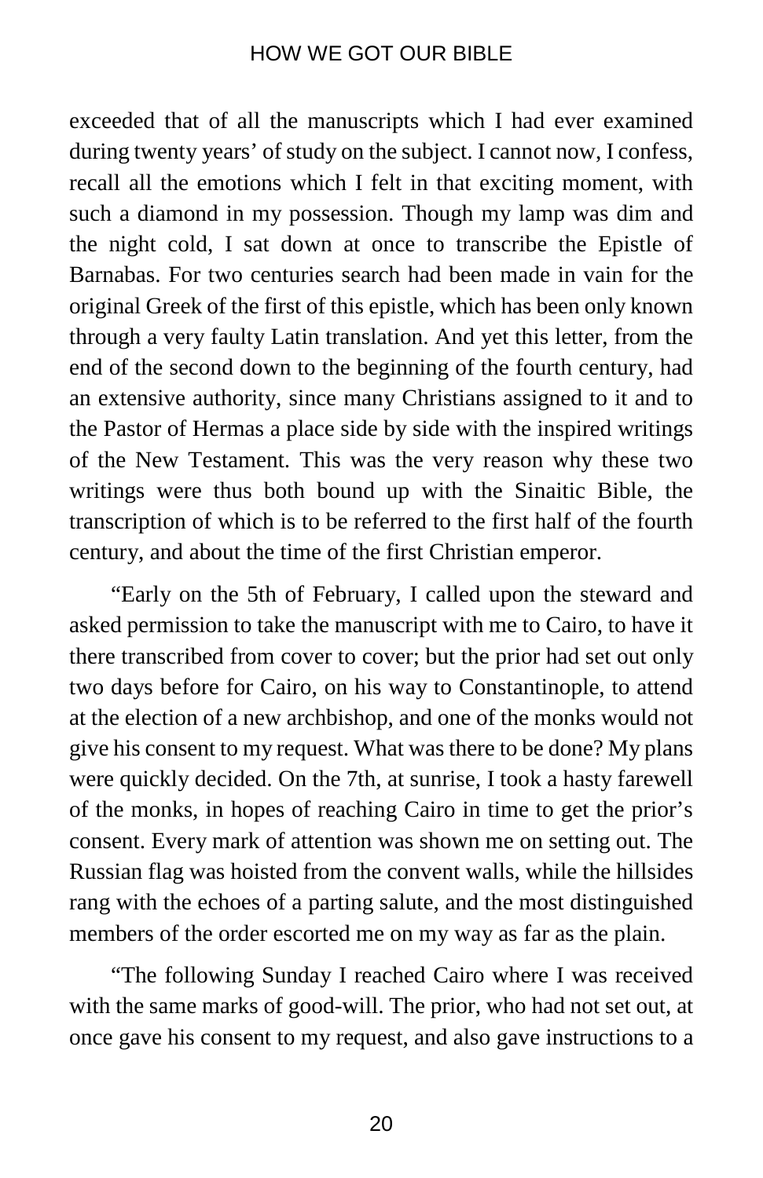exceeded that of all the manuscripts which I had ever examined during twenty years' of study on the subject. I cannot now, I confess, recall all the emotions which I felt in that exciting moment, with such a diamond in my possession. Though my lamp was dim and the night cold, I sat down at once to transcribe the Epistle of Barnabas. For two centuries search had been made in vain for the original Greek of the first of this epistle, which has been only known through a very faulty Latin translation. And yet this letter, from the end of the second down to the beginning of the fourth century, had an extensive authority, since many Christians assigned to it and to the Pastor of Hermas a place side by side with the inspired writings of the New Testament. This was the very reason why these two writings were thus both bound up with the Sinaitic Bible, the transcription of which is to be referred to the first half of the fourth century, and about the time of the first Christian emperor.

"Early on the 5th of February, I called upon the steward and asked permission to take the manuscript with me to Cairo, to have it there transcribed from cover to cover; but the prior had set out only two days before for Cairo, on his way to Constantinople, to attend at the election of a new archbishop, and one of the monks would not give his consent to my request. What was there to be done? My plans were quickly decided. On the 7th, at sunrise, I took a hasty farewell of the monks, in hopes of reaching Cairo in time to get the prior's consent. Every mark of attention was shown me on setting out. The Russian flag was hoisted from the convent walls, while the hillsides rang with the echoes of a parting salute, and the most distinguished members of the order escorted me on my way as far as the plain.

"The following Sunday I reached Cairo where I was received with the same marks of good-will. The prior, who had not set out, at once gave his consent to my request, and also gave instructions to a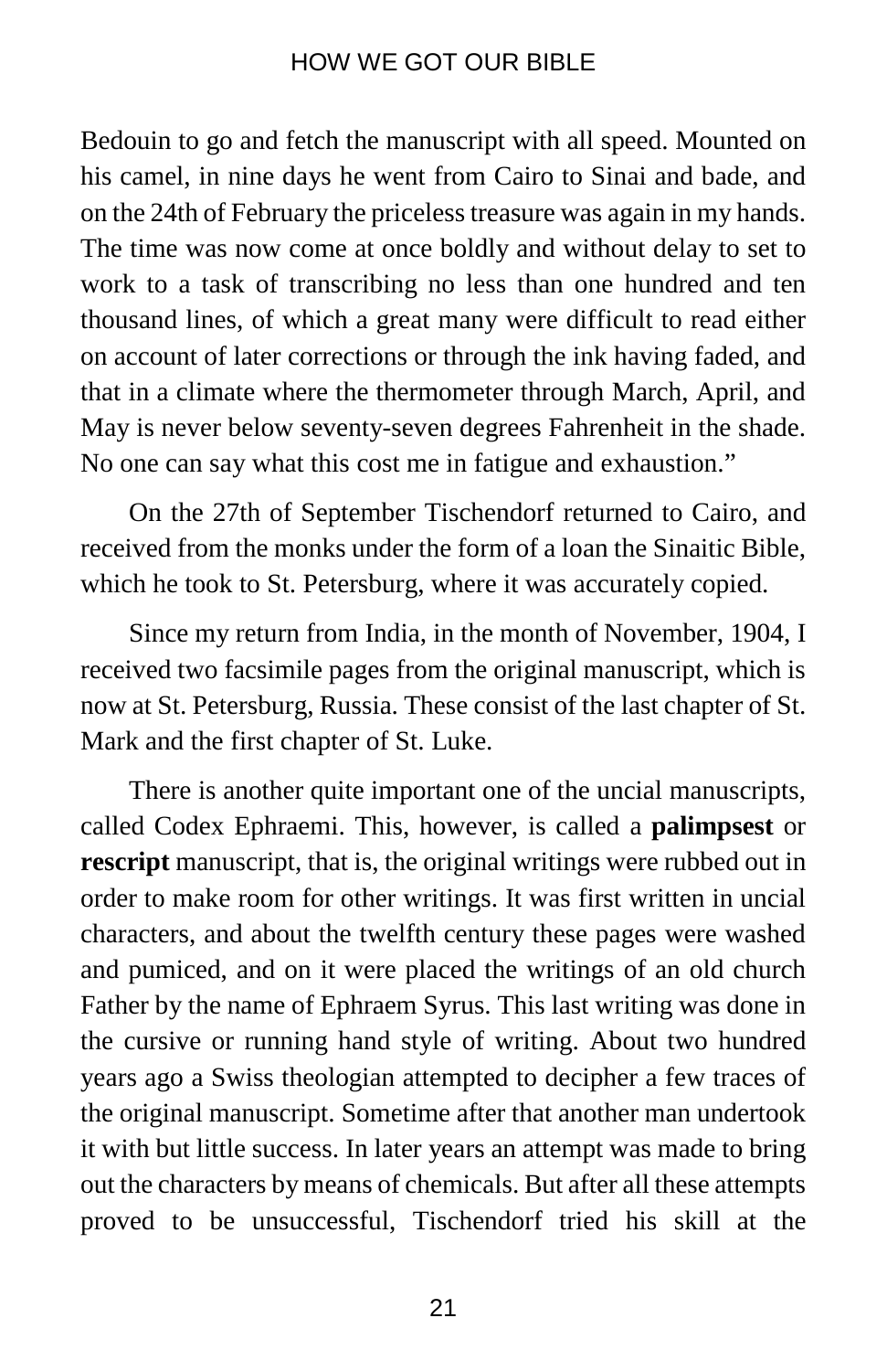Bedouin to go and fetch the manuscript with all speed. Mounted on his camel, in nine days he went from Cairo to Sinai and bade, and on the 24th of February the priceless treasure was again in my hands. The time was now come at once boldly and without delay to set to work to a task of transcribing no less than one hundred and ten thousand lines, of which a great many were difficult to read either on account of later corrections or through the ink having faded, and that in a climate where the thermometer through March, April, and May is never below seventy-seven degrees Fahrenheit in the shade. No one can say what this cost me in fatigue and exhaustion."

On the 27th of September Tischendorf returned to Cairo, and received from the monks under the form of a loan the Sinaitic Bible, which he took to St. Petersburg, where it was accurately copied.

Since my return from India, in the month of November, 1904, I received two facsimile pages from the original manuscript, which is now at St. Petersburg, Russia. These consist of the last chapter of St. Mark and the first chapter of St. Luke.

There is another quite important one of the uncial manuscripts, called Codex Ephraemi. This, however, is called a **palimpsest** or **rescript** manuscript, that is, the original writings were rubbed out in order to make room for other writings. It was first written in uncial characters, and about the twelfth century these pages were washed and pumiced, and on it were placed the writings of an old church Father by the name of Ephraem Syrus. This last writing was done in the cursive or running hand style of writing. About two hundred years ago a Swiss theologian attempted to decipher a few traces of the original manuscript. Sometime after that another man undertook it with but little success. In later years an attempt was made to bring out the characters by means of chemicals. But after all these attempts proved to be unsuccessful, Tischendorf tried his skill at the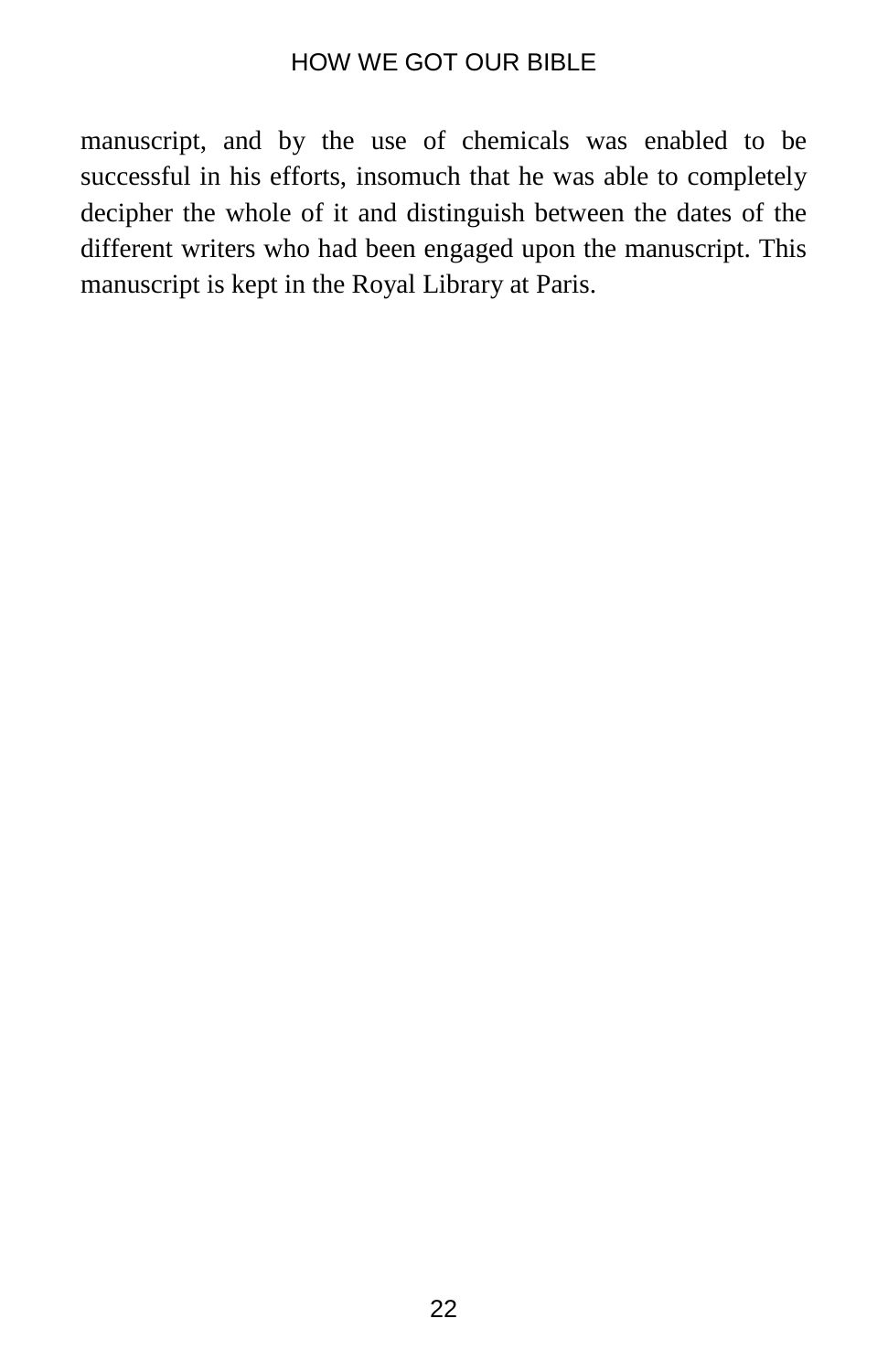manuscript, and by the use of chemicals was enabled to be successful in his efforts, insomuch that he was able to completely decipher the whole of it and distinguish between the dates of the different writers who had been engaged upon the manuscript. This manuscript is kept in the Royal Library at Paris.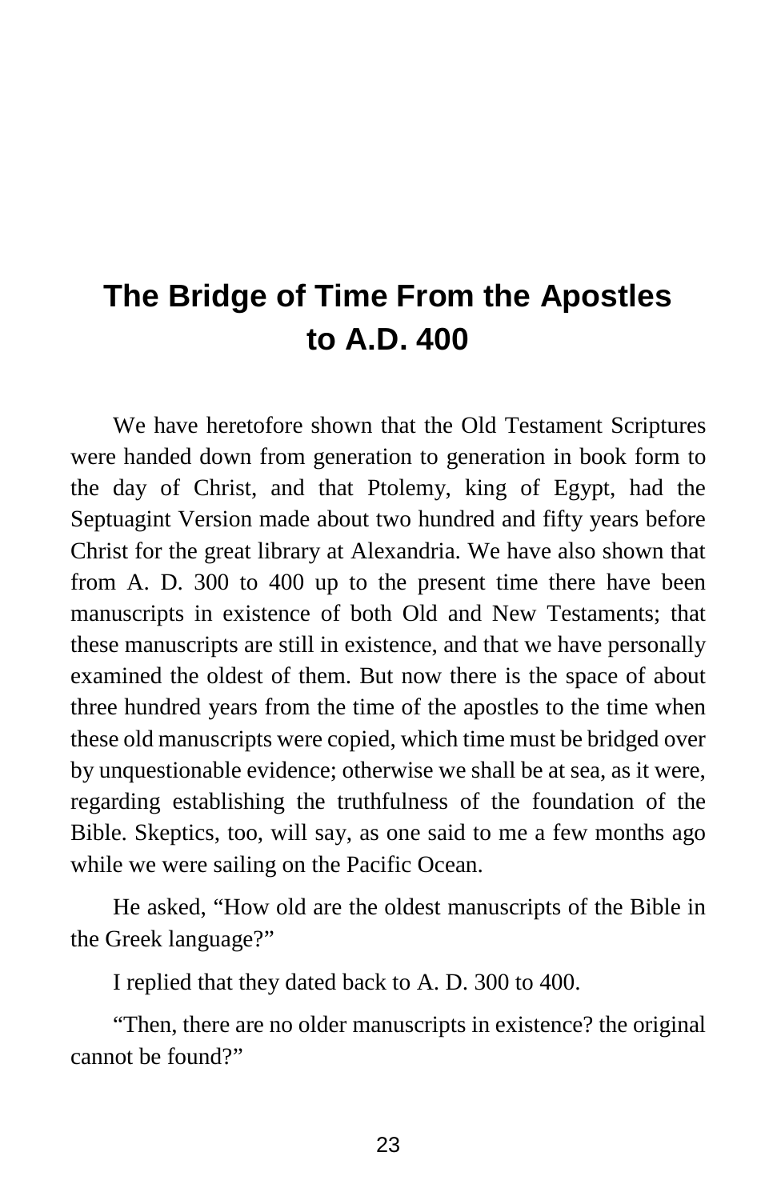# The Bridge of Time From the Apostles to A.D. 400

We have heretofore shown that the Old Testament Scriptures were handed down from generation to generation in book form to the day of Christ, and that Ptolemy, king of Egypt, had the Septuagint Version made about two hundred and fifty years before Christ for the great library at Alexandria. We have also shown that from A. D. 300 to 400 up to the present time there have been manuscripts in existence of both Old and New Testaments; that these manuscripts are still in existence, and that we have personally examined the oldest of them. But now there is the space of about three hundred years from the time of the apostles to the time when these old manuscripts were copied, which time must be bridged over by unquestionable evidence; otherwise we shall be at sea, as it were, regarding establishing the truthfulness of the foundation of the Bible. Skeptics, too, will say, as one said to me a few months ago while we were sailing on the Pacific Ocean.

He asked, “How old are the oldest manuscripts of the Bible in the Greek language?”

I replied that they dated back to A. D. 300 to 400.

“Then, there are no older manuscripts in existence? the original cannot be found?”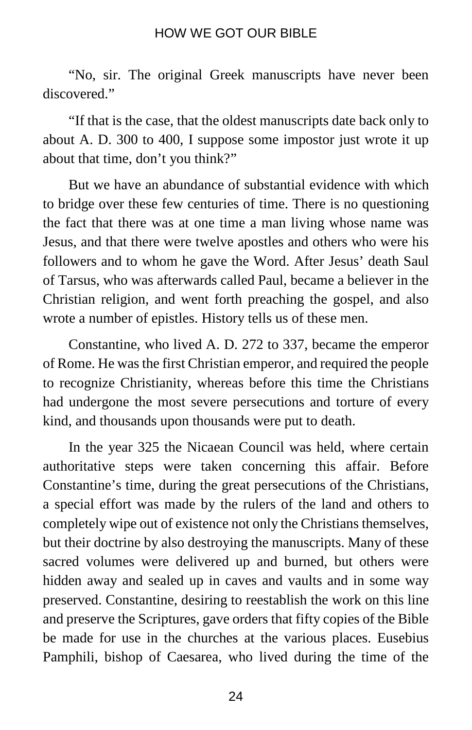"No, sir. The original Greek manuscripts have never been discovered."

"If that is the case, that the oldest manuscripts date back only to about A. D. 300 to 400, I suppose some impostor just wrote it up about that time, don't you think?"

But we have an abundance of substantial evidence with which to bridge over these few centuries of time. There is no questioning the fact that there was at one time a man living whose name was Jesus, and that there were twelve apostles and others who were his followers and to whom he gave the Word. After Jesus' death Saul of Tarsus, who was afterwards called Paul, became a believer in the Christian religion, and went forth preaching the gospel, and also wrote a number of epistles. History tells us of these men.

Constantine, who lived A. D. 272 to 337, became the emperor of Rome. He was the first Christian emperor, and required the people to recognize Christianity, whereas before this time the Christians had undergone the most severe persecutions and torture of every kind, and thousands upon thousands were put to death.

In the year 325 the Nicaean Council was held, where certain authoritative steps were taken concerning this affair. Before Constantine's time, during the great persecutions of the Christians, a special effort was made by the rulers of the land and others to completely wipe out of existence not only the Christians themselves, but their doctrine by also destroying the manuscripts. Many of these sacred volumes were delivered up and burned, but others were hidden away and sealed up in caves and vaults and in some way preserved. Constantine, desiring to reestablish the work on this line and preserve the Scriptures, gave orders that fifty copies of the Bible be made for use in the churches at the various places. Eusebius Pamphili, bishop of Caesarea, who lived during the time of the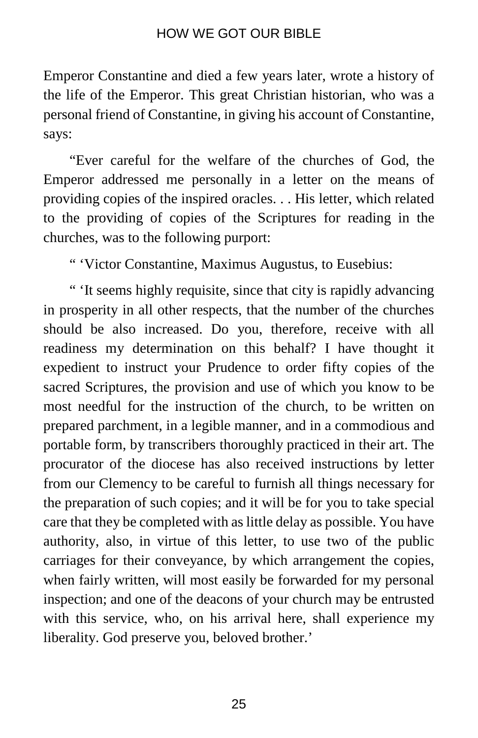Emperor Constantine and died a few years later, wrote a history of the life of the Emperor. This great Christian historian, who was a personal friend of Constantine, in giving his account of Constantine, says:

"Ever careful for the welfare of the churches of God, the Emperor addressed me personally in a letter on the means of providing copies of the inspired oracles. . . His letter, which related to the providing of copies of the Scriptures for reading in the churches, was to the following purport:

" 'Victor Constantine, Maximus Augustus, to Eusebius:

" 'It seems highly requisite, since that city is rapidly advancing in prosperity in all other respects, that the number of the churches should be also increased. Do you, therefore, receive with all readiness my determination on this behalf? I have thought it expedient to instruct your Prudence to order fifty copies of the sacred Scriptures, the provision and use of which you know to be most needful for the instruction of the church, to be written on prepared parchment, in a legible manner, and in a commodious and portable form, by transcribers thoroughly practiced in their art. The procurator of the diocese has also received instructions by letter from our Clemency to be careful to furnish all things necessary for the preparation of such copies; and it will be for you to take special care that they be completed with as little delay as possible. You have authority, also, in virtue of this letter, to use two of the public carriages for their conveyance, by which arrangement the copies, when fairly written, will most easily be forwarded for my personal inspection; and one of the deacons of your church may be entrusted with this service, who, on his arrival here, shall experience my liberality. God preserve you, beloved brother.'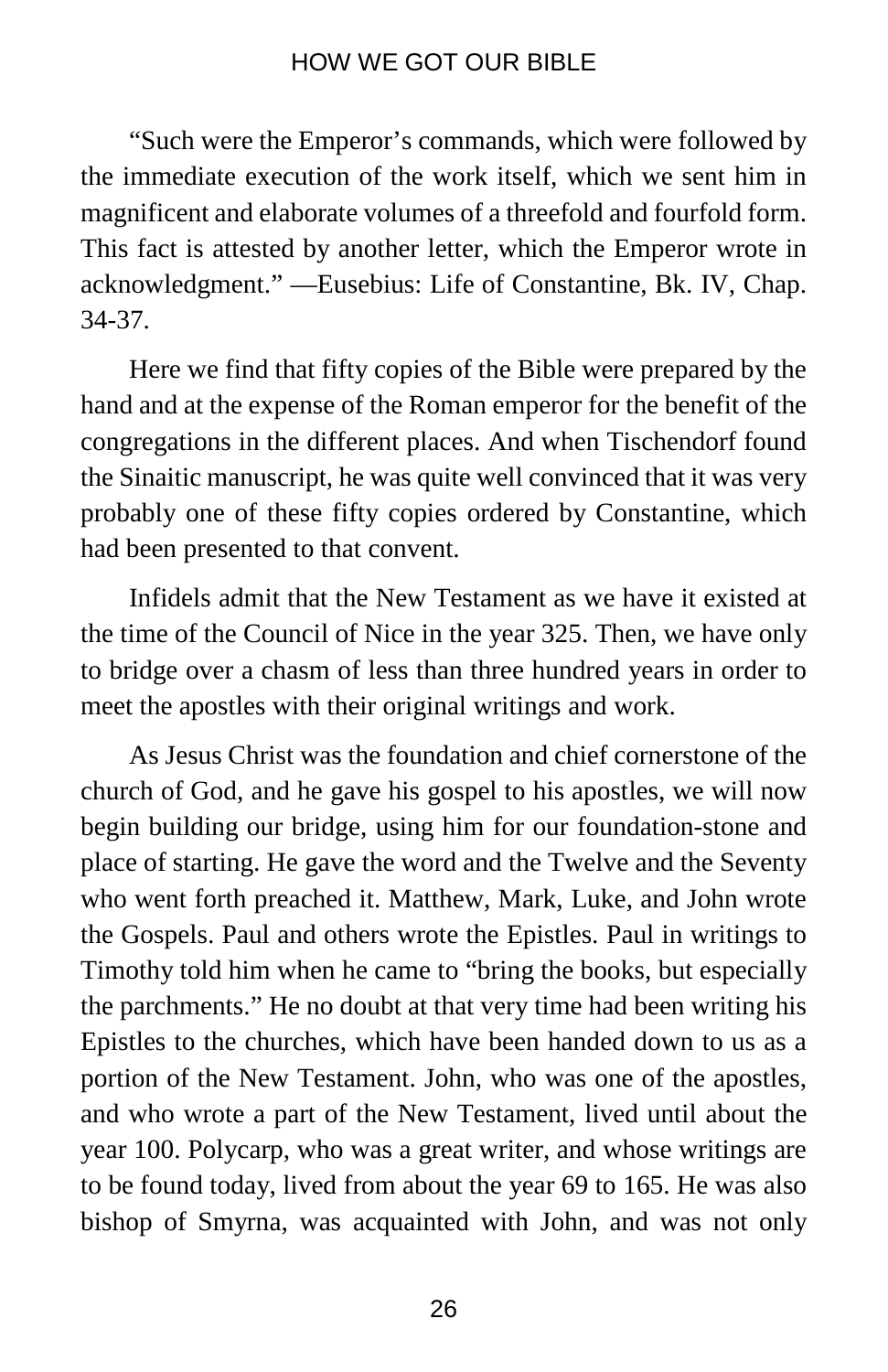"Such were the Emperor's commands, which were followed by the immediate execution of the work itself, which we sent him in magnificent and elaborate volumes of a threefold and fourfold form. This fact is attested by another letter, which the Emperor wrote in acknowledgment." —Eusebius: Life of Constantine, Bk. IV, Chap. 34-37.

Here we find that fifty copies of the Bible were prepared by the hand and at the expense of the Roman emperor for the benefit of the congregations in the different places. And when Tischendorf found the Sinaitic manuscript, he was quite well convinced that it was very probably one of these fifty copies ordered by Constantine, which had been presented to that convent.

Infidels admit that the New Testament as we have it existed at the time of the Council of Nice in the year 325. Then, we have only to bridge over a chasm of less than three hundred years in order to meet the apostles with their original writings and work.

As Jesus Christ was the foundation and chief cornerstone of the church of God, and he gave his gospel to his apostles, we will now begin building our bridge, using him for our foundation-stone and place of starting. He gave the word and the Twelve and the Seventy who went forth preached it. Matthew, Mark, Luke, and John wrote the Gospels. Paul and others wrote the Epistles. Paul in writings to Timothy told him when he came to "bring the books, but especially the parchments." He no doubt at that very time had been writing his Epistles to the churches, which have been handed down to us as a portion of the New Testament. John, who was one of the apostles, and who wrote a part of the New Testament, lived until about the year 100. Polycarp, who was a great writer, and whose writings are to be found today, lived from about the year 69 to 165. He was also bishop of Smyrna, was acquainted with John, and was not only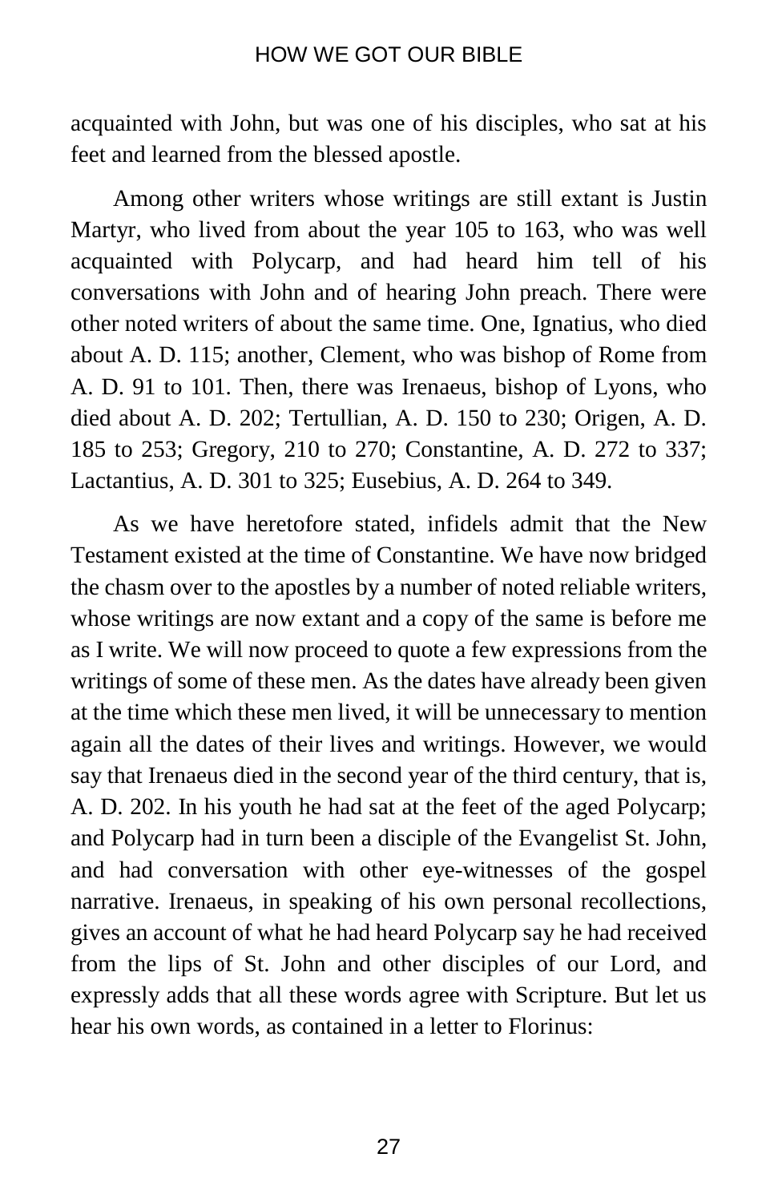acquainted with John, but was one of his disciples, who sat at his feet and learned from the blessed apostle.

Among other writers whose writings are still extant is Justin Martyr, who lived from about the year 105 to 163, who was well acquainted with Polycarp, and had heard him tell of his conversations with John and of hearing John preach. There were other noted writers of about the same time. One, Ignatius, who died about A. D. 115; another, Clement, who was bishop of Rome from A. D. 91 to 101. Then, there was Irenaeus, bishop of Lyons, who died about A. D. 202; Tertullian, A. D. 150 to 230; Origen, A. D. 185 to 253; Gregory, 210 to 270; Constantine, A. D. 272 to 337; Lactantius, A. D. 301 to 325; Eusebius, A. D. 264 to 349.

As we have heretofore stated, infidels admit that the New Testament existed at the time of Constantine. We have now bridged the chasm over to the apostles by a number of noted reliable writers, whose writings are now extant and a copy of the same is before me as I write. We will now proceed to quote a few expressions from the writings of some of these men. As the dates have already been given at the time which these men lived, it will be unnecessary to mention again all the dates of their lives and writings. However, we would say that Irenaeus died in the second year of the third century, that is, A. D. 202. In his youth he had sat at the feet of the aged Polycarp; and Polycarp had in turn been a disciple of the Evangelist St. John, and had conversation with other eye-witnesses of the gospel narrative. Irenaeus, in speaking of his own personal recollections, gives an account of what he had heard Polycarp say he had received from the lips of St. John and other disciples of our Lord, and expressly adds that all these words agree with Scripture. But let us hear his own words, as contained in a letter to Florinus: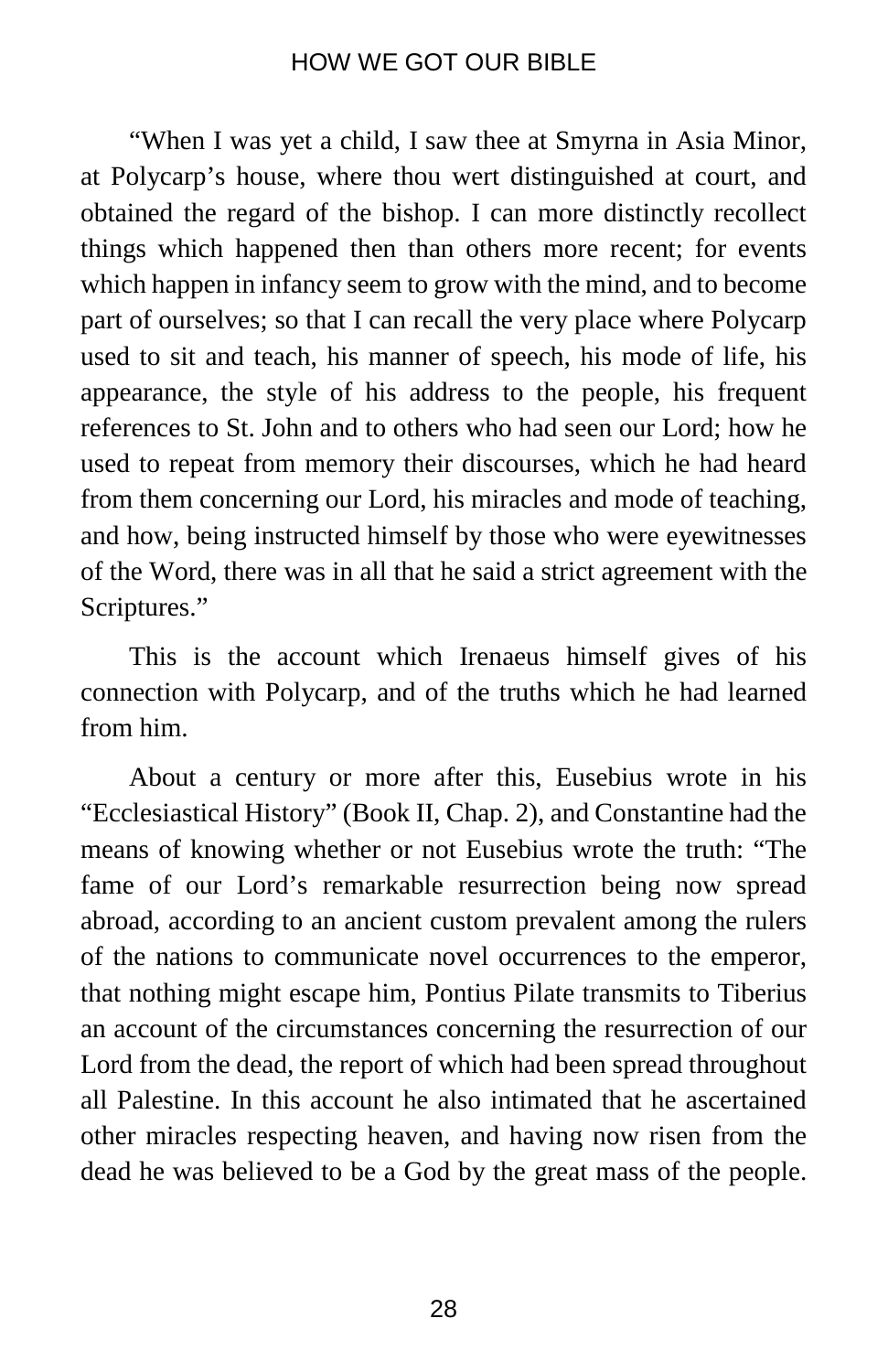"When I was yet a child, I saw thee at Smyrna in Asia Minor, at Polycarp's house, where thou wert distinguished at court, and obtained the regard of the bishop. I can more distinctly recollect things which happened then than others more recent; for events which happen in infancy seem to grow with the mind, and to become part of ourselves; so that I can recall the very place where Polycarp used to sit and teach, his manner of speech, his mode of life, his appearance, the style of his address to the people, his frequent references to St. John and to others who had seen our Lord; how he used to repeat from memory their discourses, which he had heard from them concerning our Lord, his miracles and mode of teaching, and how, being instructed himself by those who were eyewitnesses of the Word, there was in all that he said a strict agreement with the Scriptures."

This is the account which Irenaeus himself gives of his connection with Polycarp, and of the truths which he had learned from him.

About a century or more after this, Eusebius wrote in his "Ecclesiastical History" (Book II, Chap. 2), and Constantine had the means of knowing whether or not Eusebius wrote the truth: "The fame of our Lord's remarkable resurrection being now spread abroad, according to an ancient custom prevalent among the rulers of the nations to communicate novel occurrences to the emperor, that nothing might escape him, Pontius Pilate transmits to Tiberius an account of the circumstances concerning the resurrection of our Lord from the dead, the report of which had been spread throughout all Palestine. In this account he also intimated that he ascertained other miracles respecting heaven, and having now risen from the dead he was believed to be a God by the great mass of the people.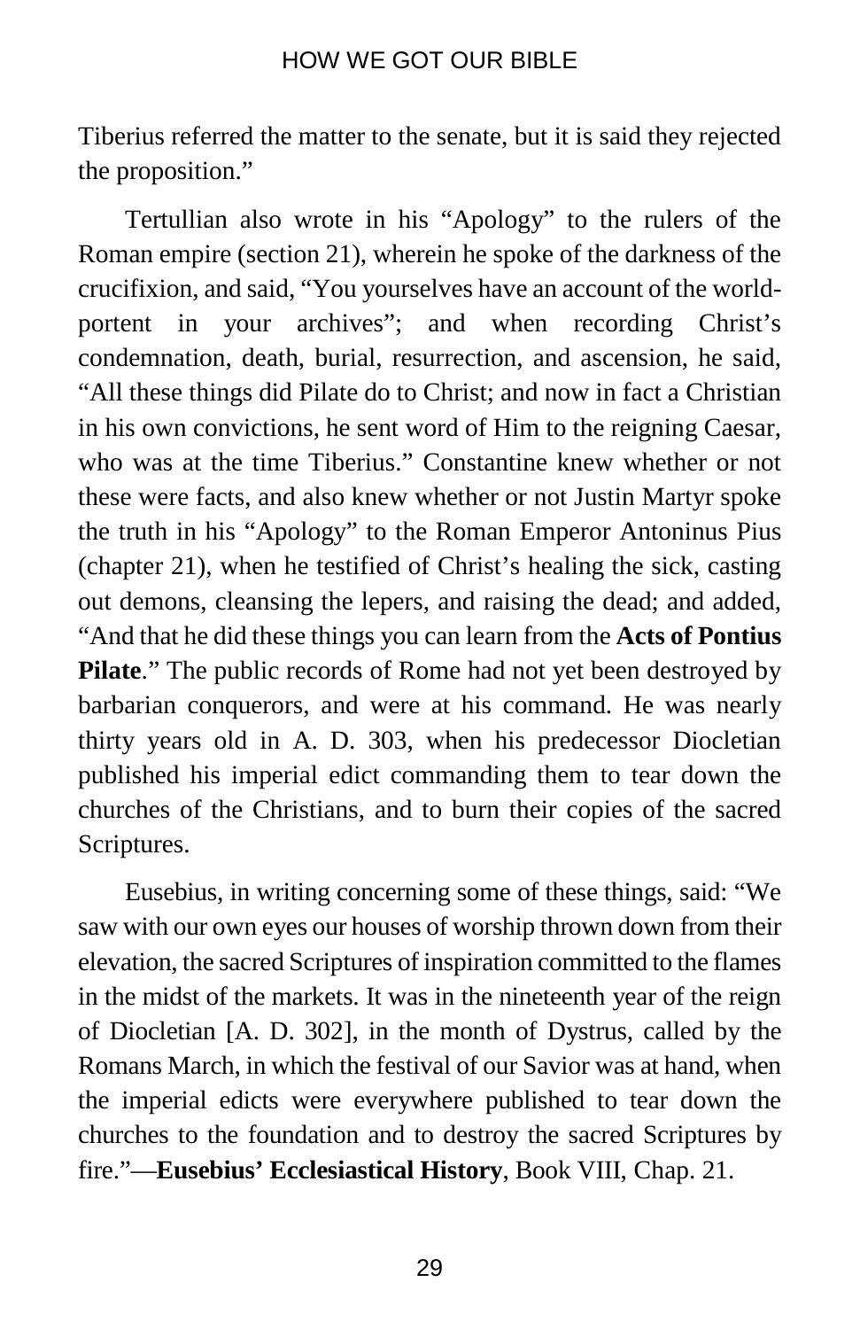Tiberius referred the matter to the senate, but it is said they rejected the proposition."

Tertullian also wrote in his "Apology" to the rulers of the Roman empire (section 21), wherein he spoke of the darkness of the crucifixion, and said, "You yourselves have an account of the world-portent in your archives"; and when recording Christ's condemnation, death, burial, resurrection, and ascension, he said, "All these things did Pilate do to Christ; and now in fact a Christian in his own convictions, he sent word of Him to the reigning Caesar, who was at the time Tiberius." Constantine knew whether or not these were facts, and also knew whether or not Justin Martyr spoke the truth in his "Apology" to the Roman Emperor Antoninus Pius (chapter 21), when he testified of Christ's healing the sick, casting out demons, cleansing the lepers, and raising the dead; and added, "And that he did these things you can learn from the **Acts of Pontius Pilate**." The public records of Rome had not yet been destroyed by barbarian conquerors, and were at his command. He was nearly thirty years old in A. D. 303, when his predecessor Diocletian published his imperial edict commanding them to tear down the churches of the Christians, and to burn their copies of the sacred Scriptures.

Eusebius, in writing concerning some of these things, said: "We saw with our own eyes our houses of worship thrown down from their elevation, the sacred Scriptures of inspiration committed to the flames in the midst of the markets. It was in the nineteenth year of the reign of Diocletian [A. D. 302], in the month of Dystrus, called by the Romans March, in which the festival of our Savior was at hand, when the imperial edicts were everywhere published to tear down the churches to the foundation and to destroy the sacred Scriptures by fire."—**Eusebius' Ecclesiastical History**, Book VIII, Chap. 21.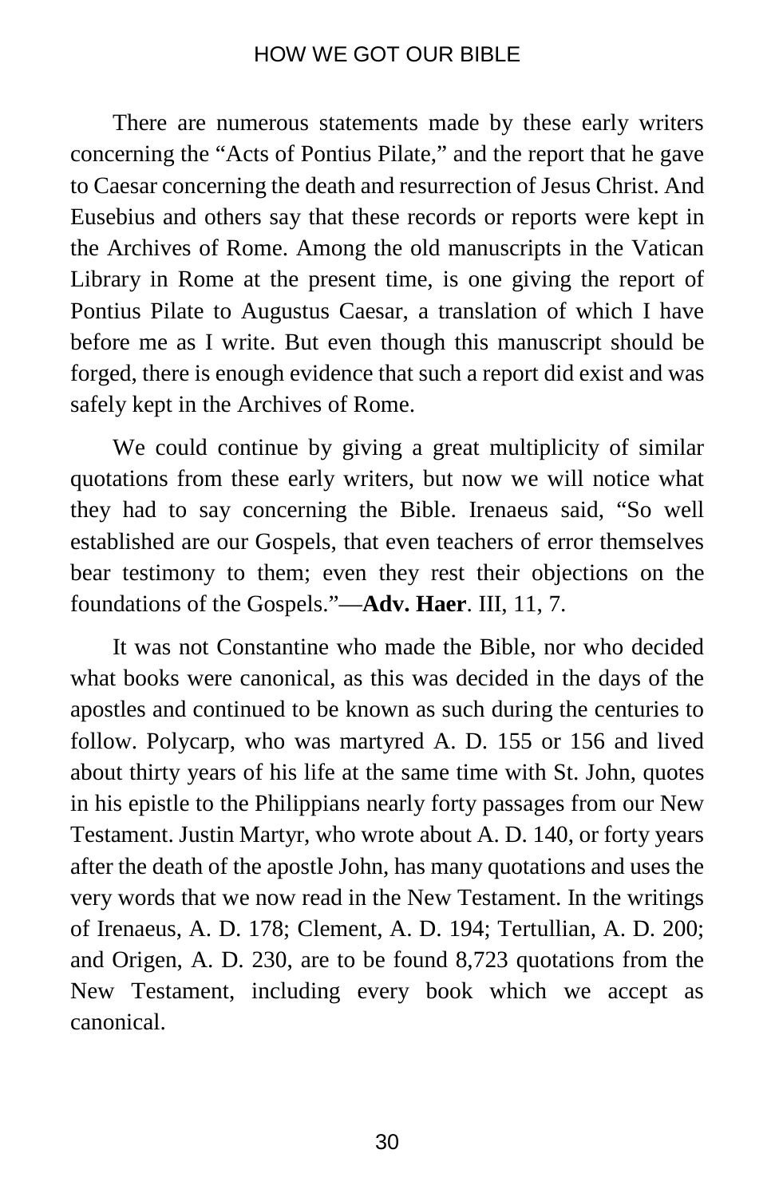There are numerous statements made by these early writers concerning the "Acts of Pontius Pilate," and the report that he gave to Caesar concerning the death and resurrection of Jesus Christ. And Eusebius and others say that these records or reports were kept in the Archives of Rome. Among the old manuscripts in the Vatican Library in Rome at the present time, is one giving the report of Pontius Pilate to Augustus Caesar, a translation of which I have before me as I write. But even though this manuscript should be forged, there is enough evidence that such a report did exist and was safely kept in the Archives of Rome.

We could continue by giving a great multiplicity of similar quotations from these early writers, but now we will notice what they had to say concerning the Bible. Irenaeus said, "So well established are our Gospels, that even teachers of error themselves bear testimony to them; even they rest their objections on the foundations of the Gospels."—**Adv. Haer**. III, 11, 7.

It was not Constantine who made the Bible, nor who decided what books were canonical, as this was decided in the days of the apostles and continued to be known as such during the centuries to follow. Polycarp, who was martyred A. D. 155 or 156 and lived about thirty years of his life at the same time with St. John, quotes in his epistle to the Philippians nearly forty passages from our New Testament. Justin Martyr, who wrote about A. D. 140, or forty years after the death of the apostle John, has many quotations and uses the very words that we now read in the New Testament. In the writings of Irenaeus, A. D. 178; Clement, A. D. 194; Tertullian, A. D. 200; and Origen, A. D. 230, are to be found 8,723 quotations from the New Testament, including every book which we accept as canonical.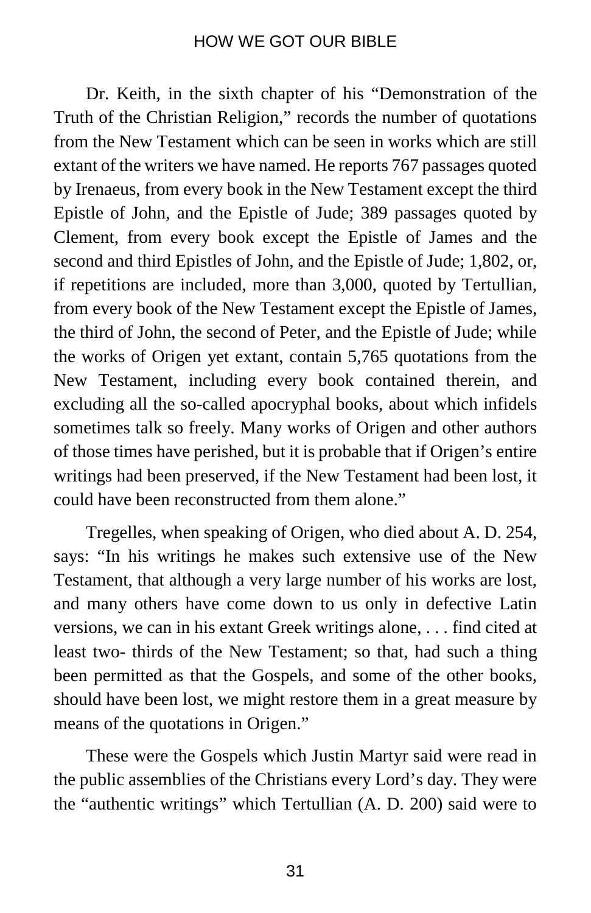Dr. Keith, in the sixth chapter of his "Demonstration of the Truth of the Christian Religion," records the number of quotations from the New Testament which can be seen in works which are still extant of the writers we have named. He reports 767 passages quoted by Irenaeus, from every book in the New Testament except the third Epistle of John, and the Epistle of Jude; 389 passages quoted by Clement, from every book except the Epistle of James and the second and third Epistles of John, and the Epistle of Jude; 1,802, or, if repetitions are included, more than 3,000, quoted by Tertullian, from every book of the New Testament except the Epistle of James, the third of John, the second of Peter, and the Epistle of Jude; while the works of Origen yet extant, contain 5,765 quotations from the New Testament, including every book contained therein, and excluding all the so-called apocryphal books, about which infidels sometimes talk so freely. Many works of Origen and other authors of those times have perished, but it is probable that if Origen's entire writings had been preserved, if the New Testament had been lost, it could have been reconstructed from them alone."

Tregelles, when speaking of Origen, who died about A. D. 254, says: "In his writings he makes such extensive use of the New Testament, that although a very large number of his works are lost, and many others have come down to us only in defective Latin versions, we can in his extant Greek writings alone, . . . find cited at least two- thirds of the New Testament; so that, had such a thing been permitted as that the Gospels, and some of the other books, should have been lost, we might restore them in a great measure by means of the quotations in Origen."

These were the Gospels which Justin Martyr said were read in the public assemblies of the Christians every Lord's day. They were the "authentic writings" which Tertullian (A. D. 200) said were to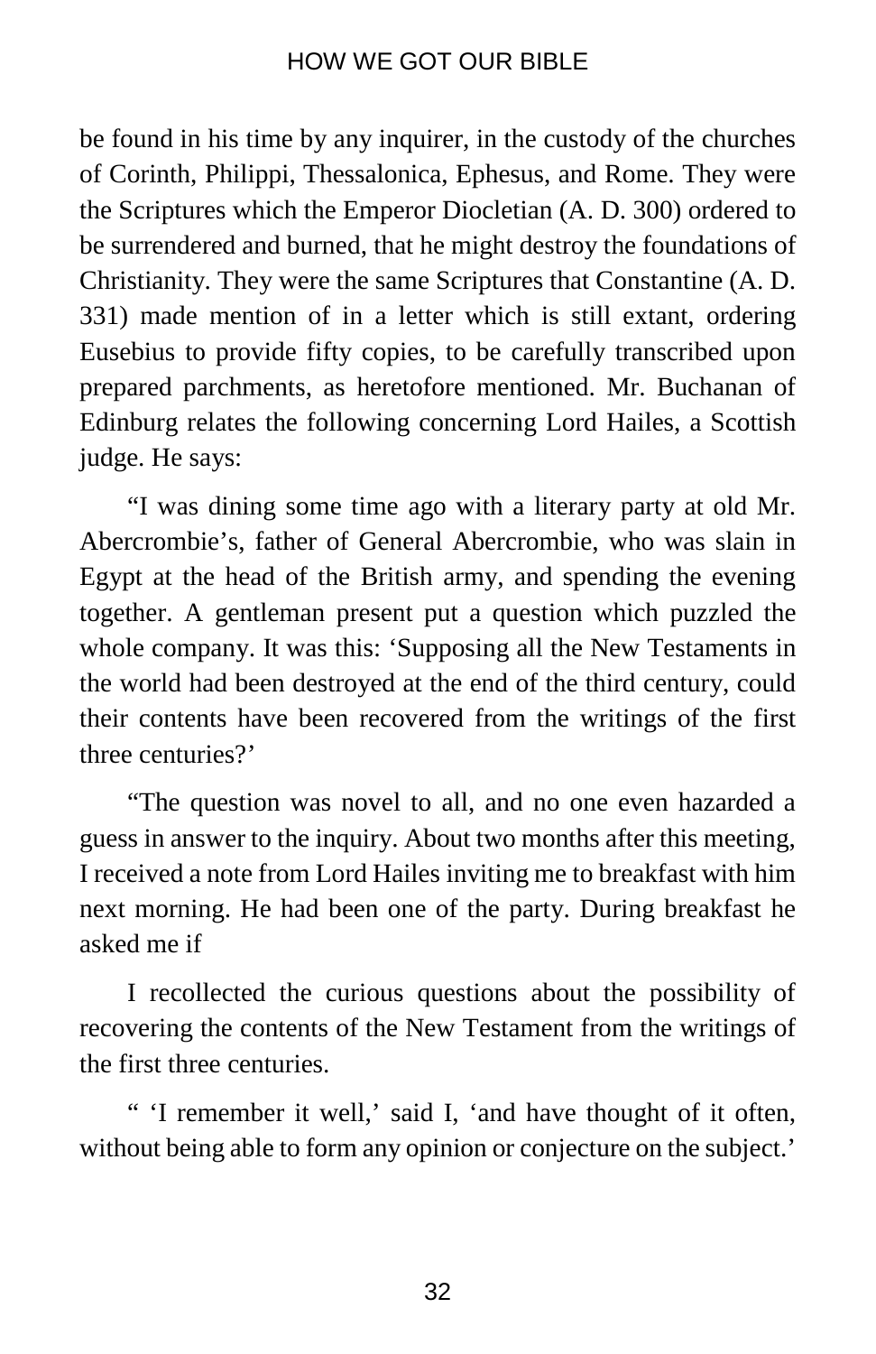be found in his time by any inquirer, in the custody of the churches of Corinth, Philippi, Thessalonica, Ephesus, and Rome. They were the Scriptures which the Emperor Diocletian (A. D. 300) ordered to be surrendered and burned, that he might destroy the foundations of Christianity. They were the same Scriptures that Constantine (A. D. 331) made mention of in a letter which is still extant, ordering Eusebius to provide fifty copies, to be carefully transcribed upon prepared parchments, as heretofore mentioned. Mr. Buchanan of Edinburg relates the following concerning Lord Hailes, a Scottish judge. He says:

"I was dining some time ago with a literary party at old Mr. Abercrombie's, father of General Abercrombie, who was slain in Egypt at the head of the British army, and spending the evening together. A gentleman present put a question which puzzled the whole company. It was this: 'Supposing all the New Testaments in the world had been destroyed at the end of the third century, could their contents have been recovered from the writings of the first three centuries?'

"The question was novel to all, and no one even hazarded a guess in answer to the inquiry. About two months after this meeting, I received a note from Lord Hailes inviting me to breakfast with him next morning. He had been one of the party. During breakfast he asked me if

I recollected the curious questions about the possibility of recovering the contents of the New Testament from the writings of the first three centuries.

" 'I remember it well,' said I, 'and have thought of it often, without being able to form any opinion or conjecture on the subject.'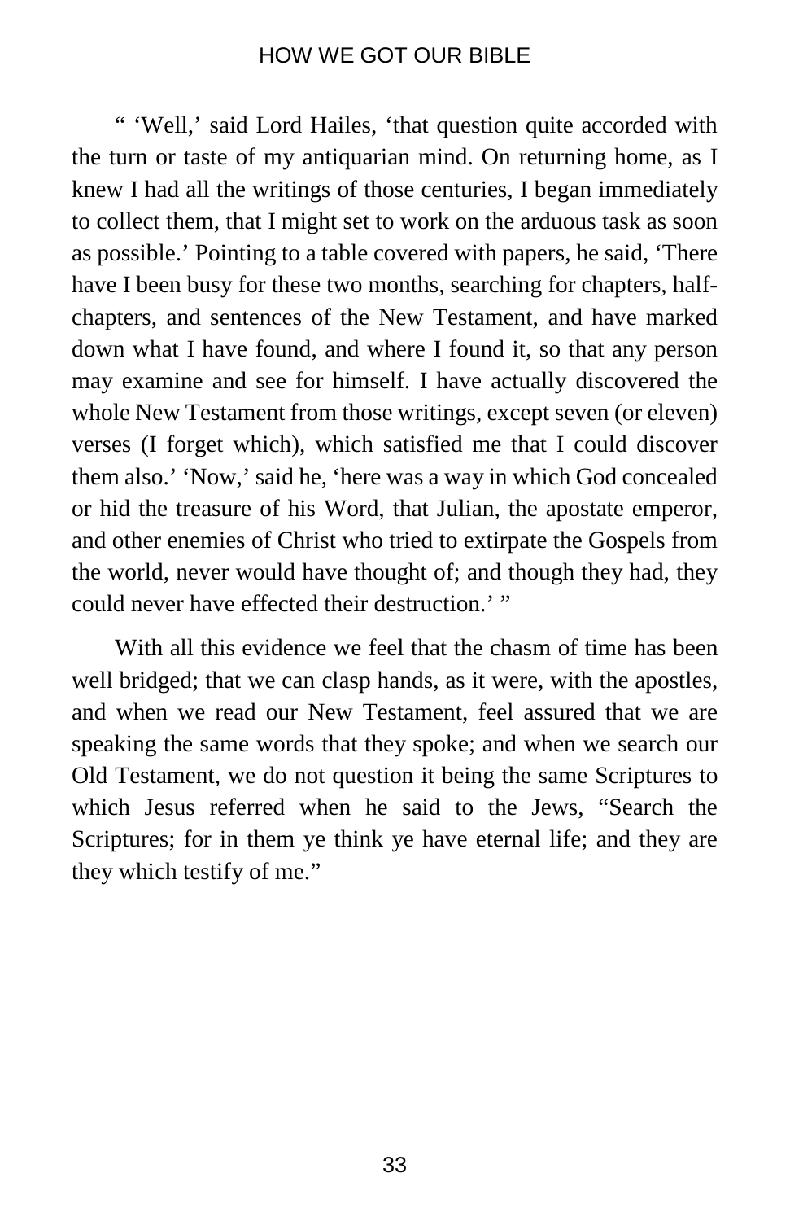" 'Well,' said Lord Hailes, 'that question quite accorded with the turn or taste of my antiquarian mind. On returning home, as I knew I had all the writings of those centuries, I began immediately to collect them, that I might set to work on the arduous task as soon as possible.' Pointing to a table covered with papers, he said, 'There have I been busy for these two months, searching for chapters, half-chapters, and sentences of the New Testament, and have marked down what I have found, and where I found it, so that any person may examine and see for himself. I have actually discovered the whole New Testament from those writings, except seven (or eleven) verses (I forget which), which satisfied me that I could discover them also.' 'Now,' said he, 'here was a way in which God concealed or hid the treasure of his Word, that Julian, the apostate emperor, and other enemies of Christ who tried to extirpate the Gospels from the world, never would have thought of; and though they had, they could never have effected their destruction.' "

With all this evidence we feel that the chasm of time has been well bridged; that we can clasp hands, as it were, with the apostles, and when we read our New Testament, feel assured that we are speaking the same words that they spoke; and when we search our Old Testament, we do not question it being the same Scriptures to which Jesus referred when he said to the Jews, "Search the Scriptures; for in them ye think ye have eternal life; and they are they which testify of me."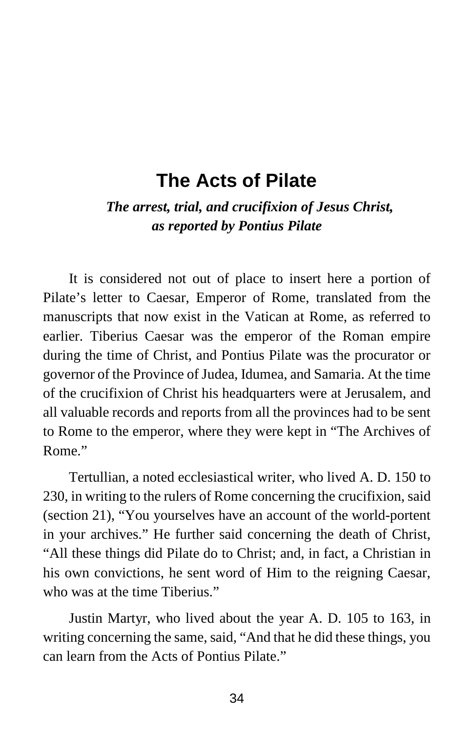# The Acts of Pilate

***The arrest, trial, and crucifixion of Jesus Christ, as reported by Pontius Pilate***

It is considered not out of place to insert here a portion of Pilate's letter to Caesar, Emperor of Rome, translated from the manuscripts that now exist in the Vatican at Rome, as referred to earlier. Tiberius Caesar was the emperor of the Roman empire during the time of Christ, and Pontius Pilate was the procurator or governor of the Province of Judea, Idumea, and Samaria. At the time of the crucifixion of Christ his headquarters were at Jerusalem, and all valuable records and reports from all the provinces had to be sent to Rome to the emperor, where they were kept in "The Archives of Rome."

Tertullian, a noted ecclesiastical writer, who lived A. D. 150 to 230, in writing to the rulers of Rome concerning the crucifixion, said (section 21), "You yourselves have an account of the world-portent in your archives." He further said concerning the death of Christ, "All these things did Pilate do to Christ; and, in fact, a Christian in his own convictions, he sent word of Him to the reigning Caesar, who was at the time Tiberius."

Justin Martyr, who lived about the year A. D. 105 to 163, in writing concerning the same, said, "And that he did these things, you can learn from the Acts of Pontius Pilate."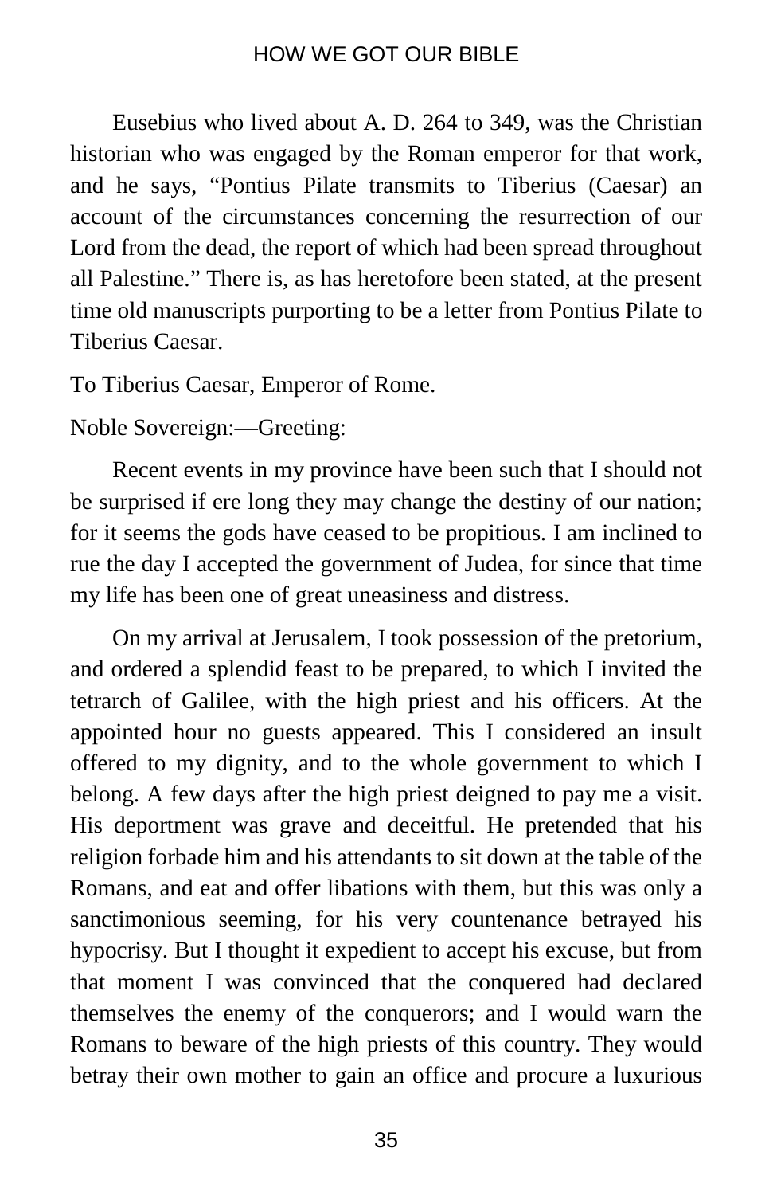Eusebius who lived about A. D. 264 to 349, was the Christian historian who was engaged by the Roman emperor for that work, and he says, "Pontius Pilate transmits to Tiberius (Caesar) an account of the circumstances concerning the resurrection of our Lord from the dead, the report of which had been spread throughout all Palestine." There is, as has heretofore been stated, at the present time old manuscripts purporting to be a letter from Pontius Pilate to Tiberius Caesar.

To Tiberius Caesar, Emperor of Rome.

Noble Sovereign:—Greeting:

Recent events in my province have been such that I should not be surprised if ere long they may change the destiny of our nation; for it seems the gods have ceased to be propitious. I am inclined to rue the day I accepted the government of Judea, for since that time my life has been one of great uneasiness and distress.

On my arrival at Jerusalem, I took possession of the pretorium, and ordered a splendid feast to be prepared, to which I invited the tetrarch of Galilee, with the high priest and his officers. At the appointed hour no guests appeared. This I considered an insult offered to my dignity, and to the whole government to which I belong. A few days after the high priest deigned to pay me a visit. His deportment was grave and deceitful. He pretended that his religion forbade him and his attendants to sit down at the table of the Romans, and eat and offer libations with them, but this was only a sanctimonious seeming, for his very countenance betrayed his hypocrisy. But I thought it expedient to accept his excuse, but from that moment I was convinced that the conquered had declared themselves the enemy of the conquerors; and I would warn the Romans to beware of the high priests of this country. They would betray their own mother to gain an office and procure a luxurious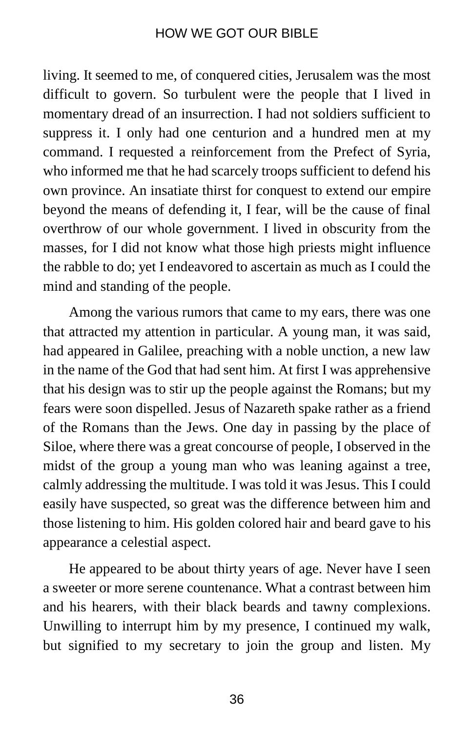living. It seemed to me, of conquered cities, Jerusalem was the most difficult to govern. So turbulent were the people that I lived in momentary dread of an insurrection. I had not soldiers sufficient to suppress it. I only had one centurion and a hundred men at my command. I requested a reinforcement from the Prefect of Syria, who informed me that he had scarcely troops sufficient to defend his own province. An insatiate thirst for conquest to extend our empire beyond the means of defending it, I fear, will be the cause of final overthrow of our whole government. I lived in obscurity from the masses, for I did not know what those high priests might influence the rabble to do; yet I endeavored to ascertain as much as I could the mind and standing of the people.

Among the various rumors that came to my ears, there was one that attracted my attention in particular. A young man, it was said, had appeared in Galilee, preaching with a noble unction, a new law in the name of the God that had sent him. At first I was apprehensive that his design was to stir up the people against the Romans; but my fears were soon dispelled. Jesus of Nazareth spake rather as a friend of the Romans than the Jews. One day in passing by the place of Siloe, where there was a great concourse of people, I observed in the midst of the group a young man who was leaning against a tree, calmly addressing the multitude. I was told it was Jesus. This I could easily have suspected, so great was the difference between him and those listening to him. His golden colored hair and beard gave to his appearance a celestial aspect.

He appeared to be about thirty years of age. Never have I seen a sweeter or more serene countenance. What a contrast between him and his hearers, with their black beards and tawny complexions. Unwilling to interrupt him by my presence, I continued my walk, but signified to my secretary to join the group and listen. My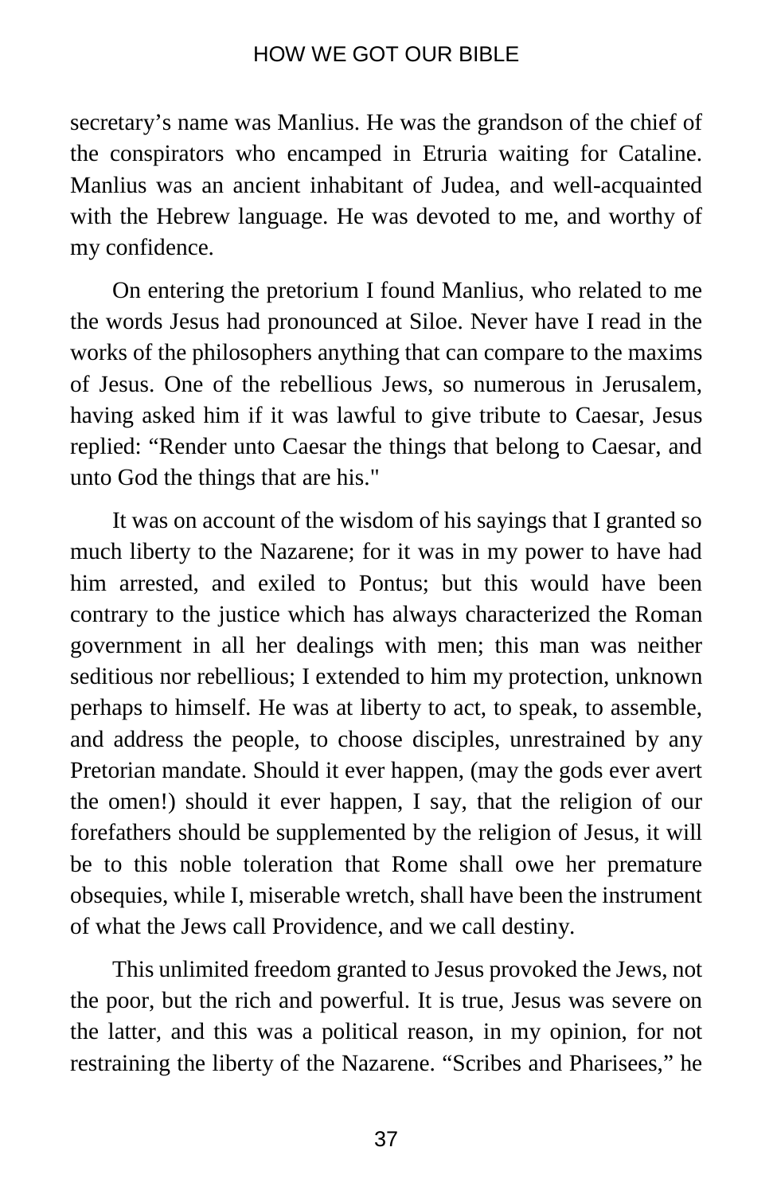secretary's name was Manlius. He was the grandson of the chief of the conspirators who encamped in Etruria waiting for Cataline. Manlius was an ancient inhabitant of Judea, and well-acquainted with the Hebrew language. He was devoted to me, and worthy of my confidence.

On entering the pretorium I found Manlius, who related to me the words Jesus had pronounced at Siloe. Never have I read in the works of the philosophers anything that can compare to the maxims of Jesus. One of the rebellious Jews, so numerous in Jerusalem, having asked him if it was lawful to give tribute to Caesar, Jesus replied: "Render unto Caesar the things that belong to Caesar, and unto God the things that are his."

It was on account of the wisdom of his sayings that I granted so much liberty to the Nazarene; for it was in my power to have had him arrested, and exiled to Pontus; but this would have been contrary to the justice which has always characterized the Roman government in all her dealings with men; this man was neither seditious nor rebellious; I extended to him my protection, unknown perhaps to himself. He was at liberty to act, to speak, to assemble, and address the people, to choose disciples, unrestrained by any Pretorian mandate. Should it ever happen, (may the gods ever avert the omen!) should it ever happen, I say, that the religion of our forefathers should be supplemented by the religion of Jesus, it will be to this noble toleration that Rome shall owe her premature obsequies, while I, miserable wretch, shall have been the instrument of what the Jews call Providence, and we call destiny.

This unlimited freedom granted to Jesus provoked the Jews, not the poor, but the rich and powerful. It is true, Jesus was severe on the latter, and this was a political reason, in my opinion, for not restraining the liberty of the Nazarene. "Scribes and Pharisees," he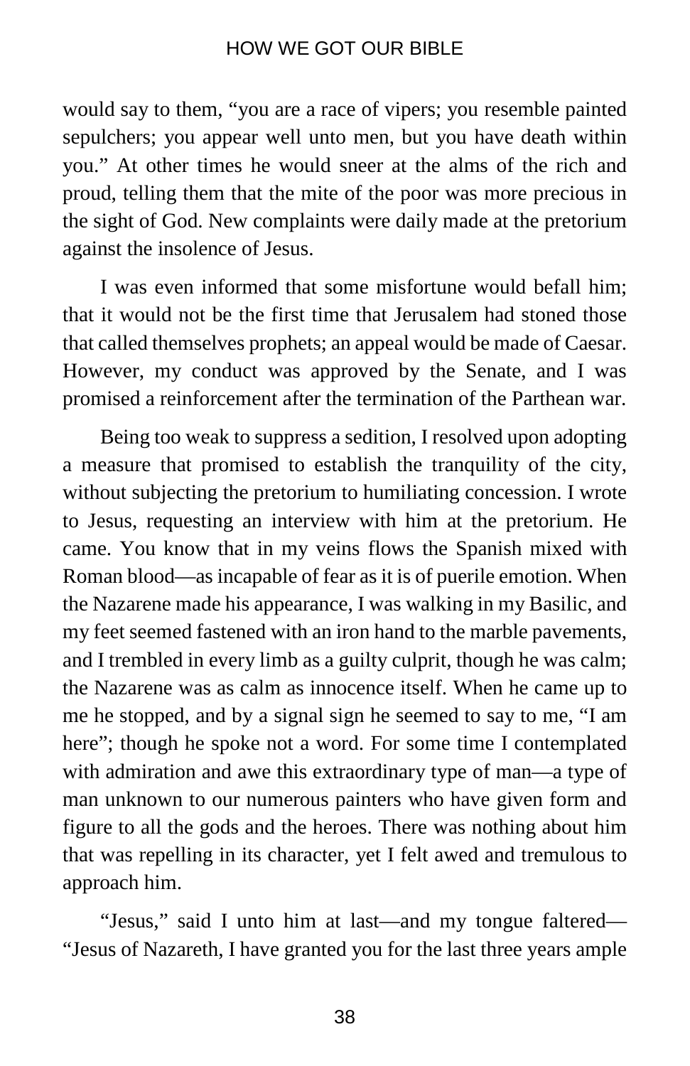would say to them, "you are a race of vipers; you resemble painted sepulchers; you appear well unto men, but you have death within you." At other times he would sneer at the alms of the rich and proud, telling them that the mite of the poor was more precious in the sight of God. New complaints were daily made at the pretorium against the insolence of Jesus.

I was even informed that some misfortune would befall him; that it would not be the first time that Jerusalem had stoned those that called themselves prophets; an appeal would be made of Caesar. However, my conduct was approved by the Senate, and I was promised a reinforcement after the termination of the Parthean war.

Being too weak to suppress a sedition, I resolved upon adopting a measure that promised to establish the tranquility of the city, without subjecting the pretorium to humiliating concession. I wrote to Jesus, requesting an interview with him at the pretorium. He came. You know that in my veins flows the Spanish mixed with Roman blood—as incapable of fear as it is of puerile emotion. When the Nazarene made his appearance, I was walking in my Basilic, and my feet seemed fastened with an iron hand to the marble pavements, and I trembled in every limb as a guilty culprit, though he was calm; the Nazarene was as calm as innocence itself. When he came up to me he stopped, and by a signal sign he seemed to say to me, "I am here"; though he spoke not a word. For some time I contemplated with admiration and awe this extraordinary type of man—a type of man unknown to our numerous painters who have given form and figure to all the gods and the heroes. There was nothing about him that was repelling in its character, yet I felt awed and tremulous to approach him.

"Jesus," said I unto him at last—and my tongue faltered—"Jesus of Nazareth, I have granted you for the last three years ample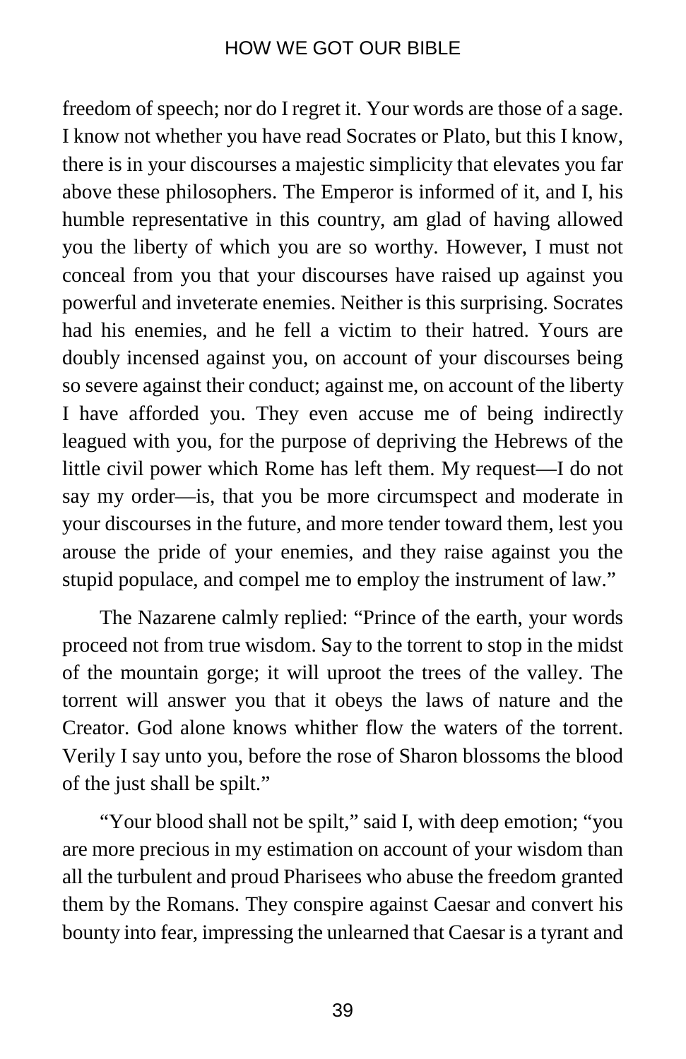freedom of speech; nor do I regret it. Your words are those of a sage. I know not whether you have read Socrates or Plato, but this I know, there is in your discourses a majestic simplicity that elevates you far above these philosophers. The Emperor is informed of it, and I, his humble representative in this country, am glad of having allowed you the liberty of which you are so worthy. However, I must not conceal from you that your discourses have raised up against you powerful and inveterate enemies. Neither is this surprising. Socrates had his enemies, and he fell a victim to their hatred. Yours are doubly incensed against you, on account of your discourses being so severe against their conduct; against me, on account of the liberty I have afforded you. They even accuse me of being indirectly leagued with you, for the purpose of depriving the Hebrews of the little civil power which Rome has left them. My request—I do not say my order—is, that you be more circumspect and moderate in your discourses in the future, and more tender toward them, lest you arouse the pride of your enemies, and they raise against you the stupid populace, and compel me to employ the instrument of law."

The Nazarene calmly replied: "Prince of the earth, your words proceed not from true wisdom. Say to the torrent to stop in the midst of the mountain gorge; it will uproot the trees of the valley. The torrent will answer you that it obeys the laws of nature and the Creator. God alone knows whither flow the waters of the torrent. Verily I say unto you, before the rose of Sharon blossoms the blood of the just shall be spilt."

"Your blood shall not be spilt," said I, with deep emotion; "you are more precious in my estimation on account of your wisdom than all the turbulent and proud Pharisees who abuse the freedom granted them by the Romans. They conspire against Caesar and convert his bounty into fear, impressing the unlearned that Caesar is a tyrant and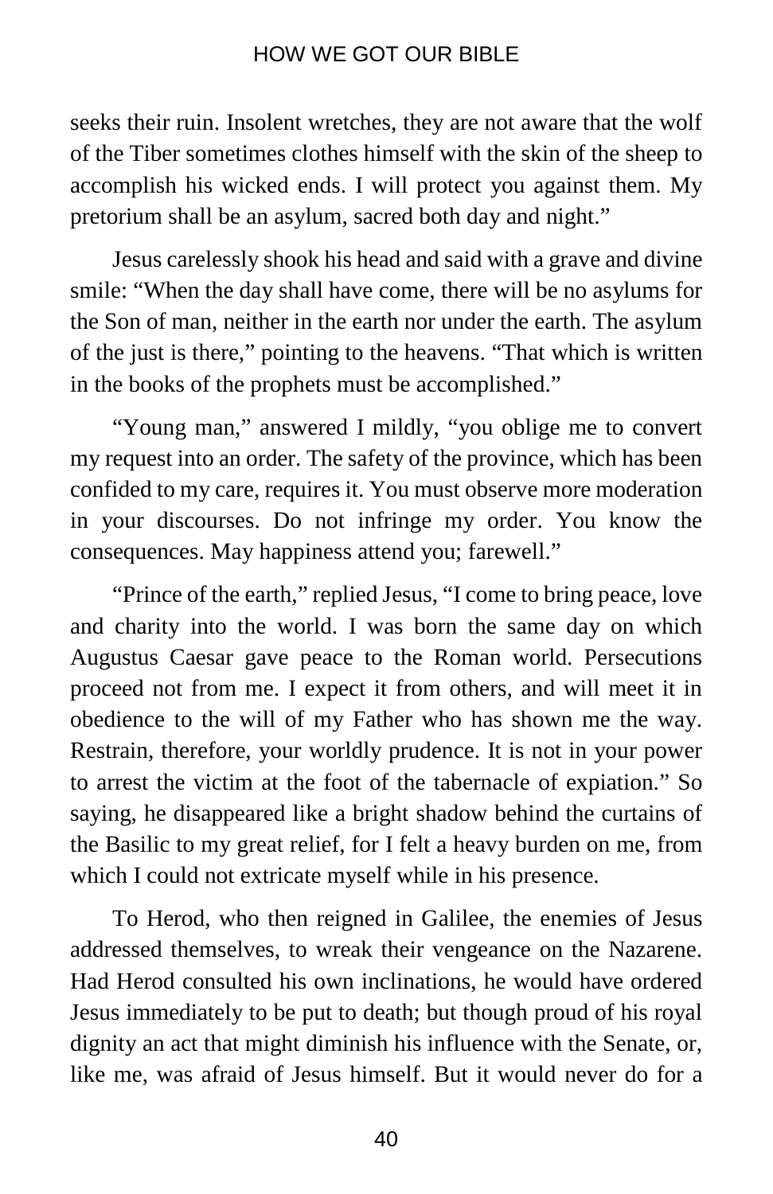seeks their ruin. Insolent wretches, they are not aware that the wolf of the Tiber sometimes clothes himself with the skin of the sheep to accomplish his wicked ends. I will protect you against them. My pretorium shall be an asylum, sacred both day and night."

Jesus carelessly shook his head and said with a grave and divine smile: "When the day shall have come, there will be no asylums for the Son of man, neither in the earth nor under the earth. The asylum of the just is there," pointing to the heavens. "That which is written in the books of the prophets must be accomplished."

"Young man," answered I mildly, "you oblige me to convert my request into an order. The safety of the province, which has been confided to my care, requires it. You must observe more moderation in your discourses. Do not infringe my order. You know the consequences. May happiness attend you; farewell."

"Prince of the earth," replied Jesus, "I come to bring peace, love and charity into the world. I was born the same day on which Augustus Caesar gave peace to the Roman world. Persecutions proceed not from me. I expect it from others, and will meet it in obedience to the will of my Father who has shown me the way. Restrain, therefore, your worldly prudence. It is not in your power to arrest the victim at the foot of the tabernacle of expiation." So saying, he disappeared like a bright shadow behind the curtains of the Basilic to my great relief, for I felt a heavy burden on me, from which I could not extricate myself while in his presence.

To Herod, who then reigned in Galilee, the enemies of Jesus addressed themselves, to wreak their vengeance on the Nazarene. Had Herod consulted his own inclinations, he would have ordered Jesus immediately to be put to death; but though proud of his royal dignity an act that might diminish his influence with the Senate, or, like me, was afraid of Jesus himself. But it would never do for a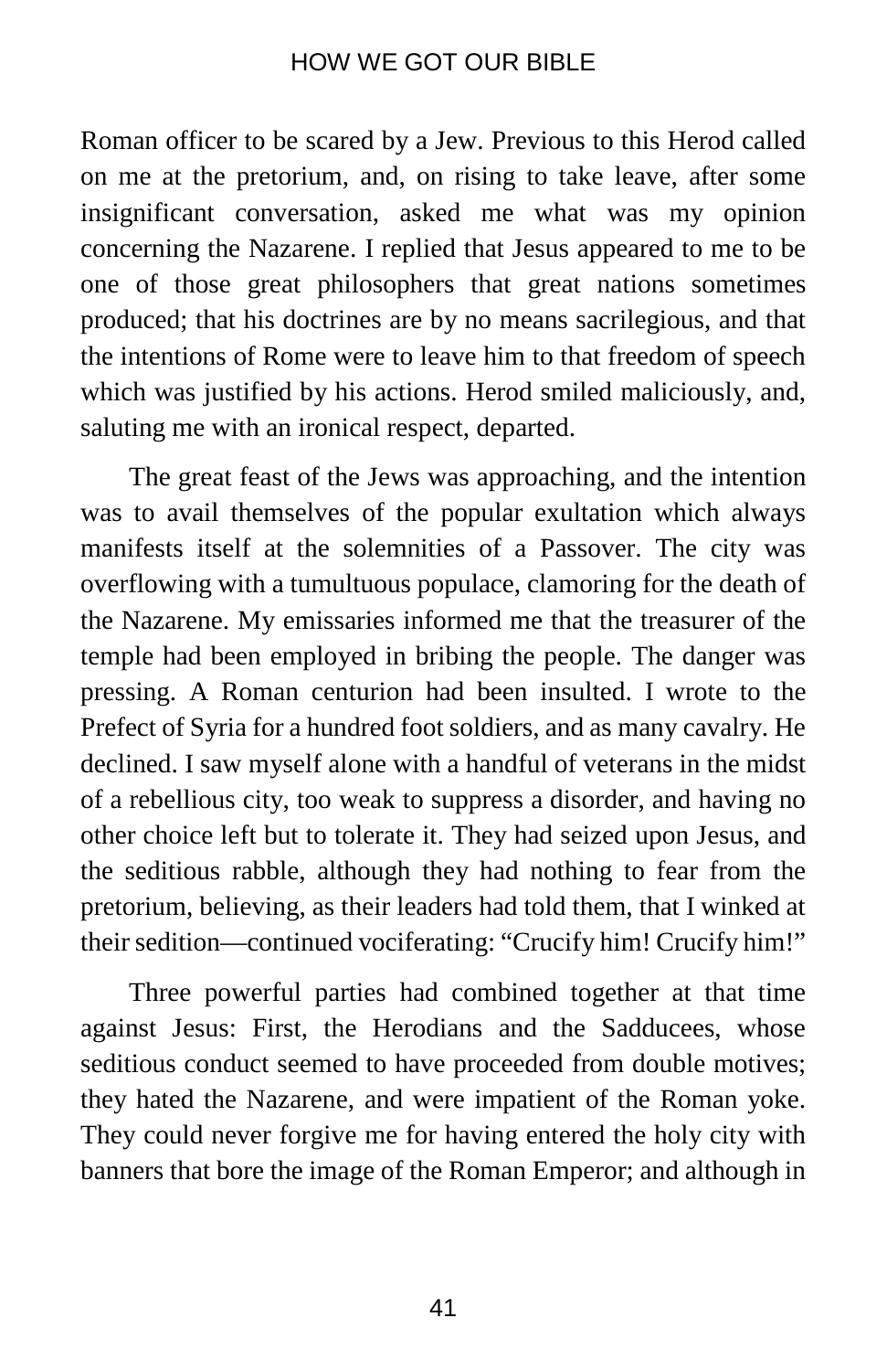Roman officer to be scared by a Jew. Previous to this Herod called on me at the pretorium, and, on rising to take leave, after some insignificant conversation, asked me what was my opinion concerning the Nazarene. I replied that Jesus appeared to me to be one of those great philosophers that great nations sometimes produced; that his doctrines are by no means sacrilegious, and that the intentions of Rome were to leave him to that freedom of speech which was justified by his actions. Herod smiled maliciously, and, saluting me with an ironical respect, departed.

The great feast of the Jews was approaching, and the intention was to avail themselves of the popular exultation which always manifests itself at the solemnities of a Passover. The city was overflowing with a tumultuous populace, clamoring for the death of the Nazarene. My emissaries informed me that the treasurer of the temple had been employed in bribing the people. The danger was pressing. A Roman centurion had been insulted. I wrote to the Prefect of Syria for a hundred foot soldiers, and as many cavalry. He declined. I saw myself alone with a handful of veterans in the midst of a rebellious city, too weak to suppress a disorder, and having no other choice left but to tolerate it. They had seized upon Jesus, and the seditious rabble, although they had nothing to fear from the pretorium, believing, as their leaders had told them, that I winked at their sedition—continued vociferating: "Crucify him! Crucify him!"

Three powerful parties had combined together at that time against Jesus: First, the Herodians and the Sadducees, whose seditious conduct seemed to have proceeded from double motives; they hated the Nazarene, and were impatient of the Roman yoke. They could never forgive me for having entered the holy city with banners that bore the image of the Roman Emperor; and although in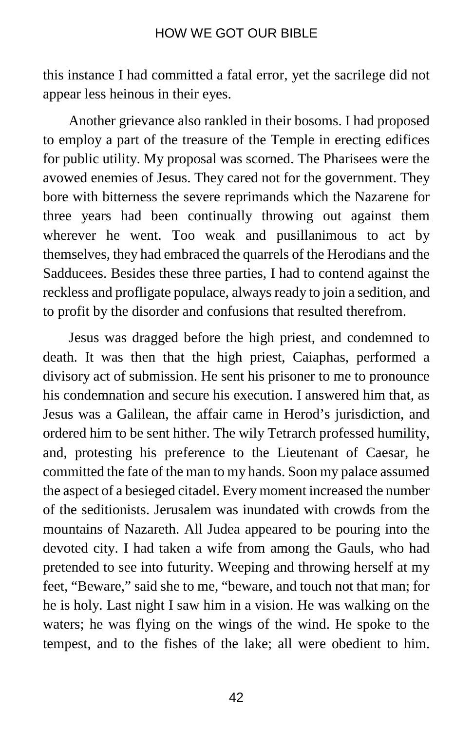this instance I had committed a fatal error, yet the sacrilege did not appear less heinous in their eyes.

Another grievance also rankled in their bosoms. I had proposed to employ a part of the treasure of the Temple in erecting edifices for public utility. My proposal was scorned. The Pharisees were the avowed enemies of Jesus. They cared not for the government. They bore with bitterness the severe reprimands which the Nazarene for three years had been continually throwing out against them wherever he went. Too weak and pusillanimous to act by themselves, they had embraced the quarrels of the Herodians and the Sadducees. Besides these three parties, I had to contend against the reckless and profligate populace, always ready to join a sedition, and to profit by the disorder and confusions that resulted therefrom.

Jesus was dragged before the high priest, and condemned to death. It was then that the high priest, Caiaphas, performed a divisory act of submission. He sent his prisoner to me to pronounce his condemnation and secure his execution. I answered him that, as Jesus was a Galilean, the affair came in Herod's jurisdiction, and ordered him to be sent hither. The wily Tetrarch professed humility, and, protesting his preference to the Lieutenant of Caesar, he committed the fate of the man to my hands. Soon my palace assumed the aspect of a besieged citadel. Every moment increased the number of the seditionists. Jerusalem was inundated with crowds from the mountains of Nazareth. All Judea appeared to be pouring into the devoted city. I had taken a wife from among the Gauls, who had pretended to see into futurity. Weeping and throwing herself at my feet, "Beware," said she to me, "beware, and touch not that man; for he is holy. Last night I saw him in a vision. He was walking on the waters; he was flying on the wings of the wind. He spoke to the tempest, and to the fishes of the lake; all were obedient to him.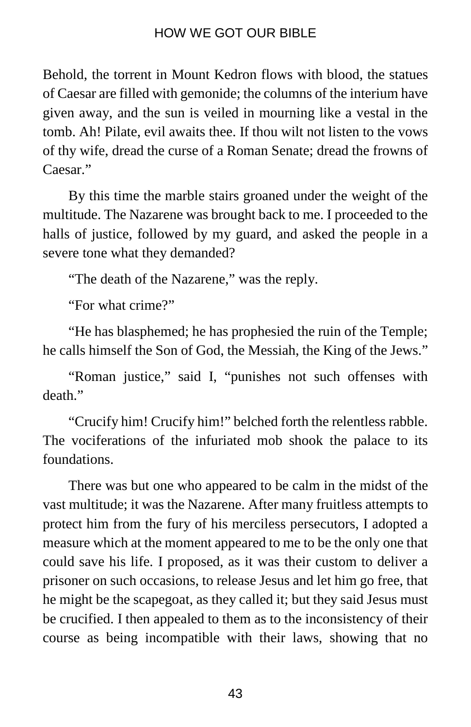Behold, the torrent in Mount Kedron flows with blood, the statues of Caesar are filled with gemonide; the columns of the interium have given away, and the sun is veiled in mourning like a vestal in the tomb. Ah! Pilate, evil awaits thee. If thou wilt not listen to the vows of thy wife, dread the curse of a Roman Senate; dread the frowns of Caesar."

By this time the marble stairs groaned under the weight of the multitude. The Nazarene was brought back to me. I proceeded to the halls of justice, followed by my guard, and asked the people in a severe tone what they demanded?

"The death of the Nazarene," was the reply.

"For what crime?"

"He has blasphemed; he has prophesied the ruin of the Temple; he calls himself the Son of God, the Messiah, the King of the Jews."

"Roman justice," said I, "punishes not such offenses with death."

"Crucify him! Crucify him!" belched forth the relentless rabble. The vociferations of the infuriated mob shook the palace to its foundations.

There was but one who appeared to be calm in the midst of the vast multitude; it was the Nazarene. After many fruitless attempts to protect him from the fury of his merciless persecutors, I adopted a measure which at the moment appeared to me to be the only one that could save his life. I proposed, as it was their custom to deliver a prisoner on such occasions, to release Jesus and let him go free, that he might be the scapegoat, as they called it; but they said Jesus must be crucified. I then appealed to them as to the inconsistency of their course as being incompatible with their laws, showing that no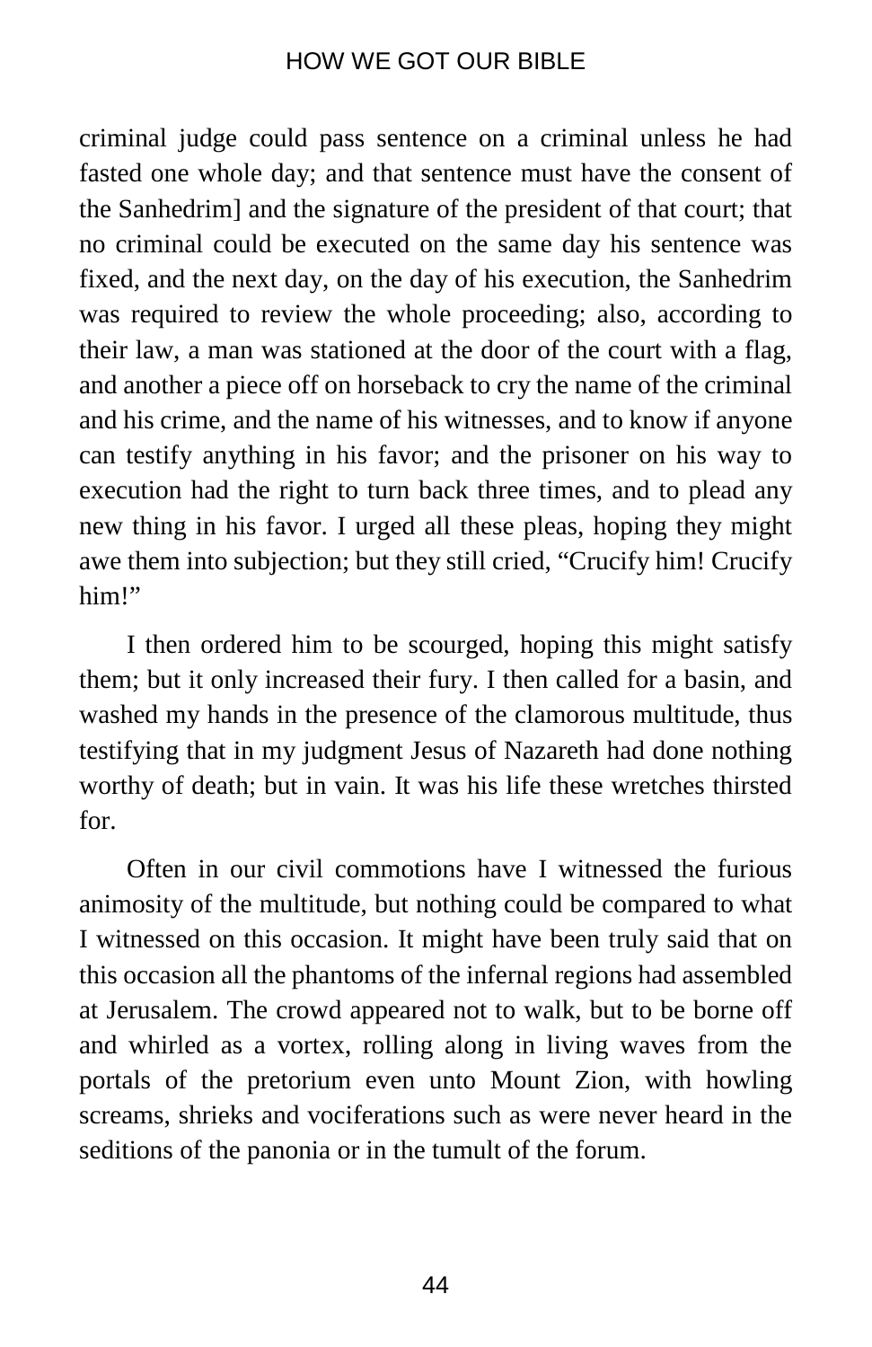criminal judge could pass sentence on a criminal unless he had fasted one whole day; and that sentence must have the consent of the Sanhedrim] and the signature of the president of that court; that no criminal could be executed on the same day his sentence was fixed, and the next day, on the day of his execution, the Sanhedrim was required to review the whole proceeding; also, according to their law, a man was stationed at the door of the court with a flag, and another a piece off on horseback to cry the name of the criminal and his crime, and the name of his witnesses, and to know if anyone can testify anything in his favor; and the prisoner on his way to execution had the right to turn back three times, and to plead any new thing in his favor. I urged all these pleas, hoping they might awe them into subjection; but they still cried, "Crucify him! Crucify him!"

I then ordered him to be scourged, hoping this might satisfy them; but it only increased their fury. I then called for a basin, and washed my hands in the presence of the clamorous multitude, thus testifying that in my judgment Jesus of Nazareth had done nothing worthy of death; but in vain. It was his life these wretches thirsted for.

Often in our civil commotions have I witnessed the furious animosity of the multitude, but nothing could be compared to what I witnessed on this occasion. It might have been truly said that on this occasion all the phantoms of the infernal regions had assembled at Jerusalem. The crowd appeared not to walk, but to be borne off and whirled as a vortex, rolling along in living waves from the portals of the pretorium even unto Mount Zion, with howling screams, shrieks and vociferations such as were never heard in the seditions of the panonia or in the tumult of the forum.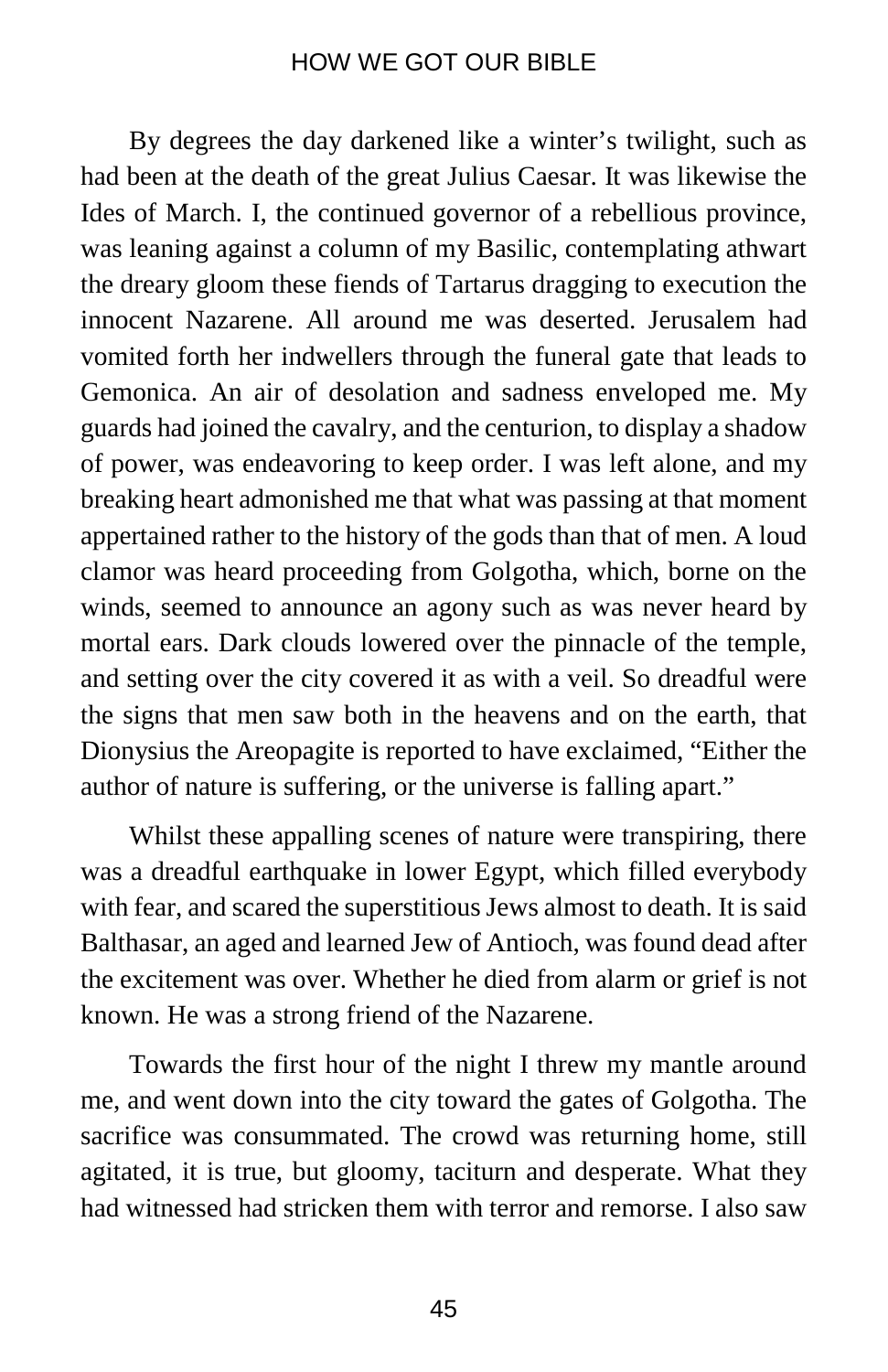By degrees the day darkened like a winter's twilight, such as had been at the death of the great Julius Caesar. It was likewise the Ides of March. I, the continued governor of a rebellious province, was leaning against a column of my Basilic, contemplating athwart the dreary gloom these fiends of Tartarus dragging to execution the innocent Nazarene. All around me was deserted. Jerusalem had vomited forth her indwellers through the funeral gate that leads to Gemonica. An air of desolation and sadness enveloped me. My guards had joined the cavalry, and the centurion, to display a shadow of power, was endeavoring to keep order. I was left alone, and my breaking heart admonished me that what was passing at that moment appertained rather to the history of the gods than that of men. A loud clamor was heard proceeding from Golgotha, which, borne on the winds, seemed to announce an agony such as was never heard by mortal ears. Dark clouds lowered over the pinnacle of the temple, and setting over the city covered it as with a veil. So dreadful were the signs that men saw both in the heavens and on the earth, that Dionysius the Areopagite is reported to have exclaimed, "Either the author of nature is suffering, or the universe is falling apart."

Whilst these appalling scenes of nature were transpiring, there was a dreadful earthquake in lower Egypt, which filled everybody with fear, and scared the superstitious Jews almost to death. It is said Balthasar, an aged and learned Jew of Antioch, was found dead after the excitement was over. Whether he died from alarm or grief is not known. He was a strong friend of the Nazarene.

Towards the first hour of the night I threw my mantle around me, and went down into the city toward the gates of Golgotha. The sacrifice was consummated. The crowd was returning home, still agitated, it is true, but gloomy, taciturn and desperate. What they had witnessed had stricken them with terror and remorse. I also saw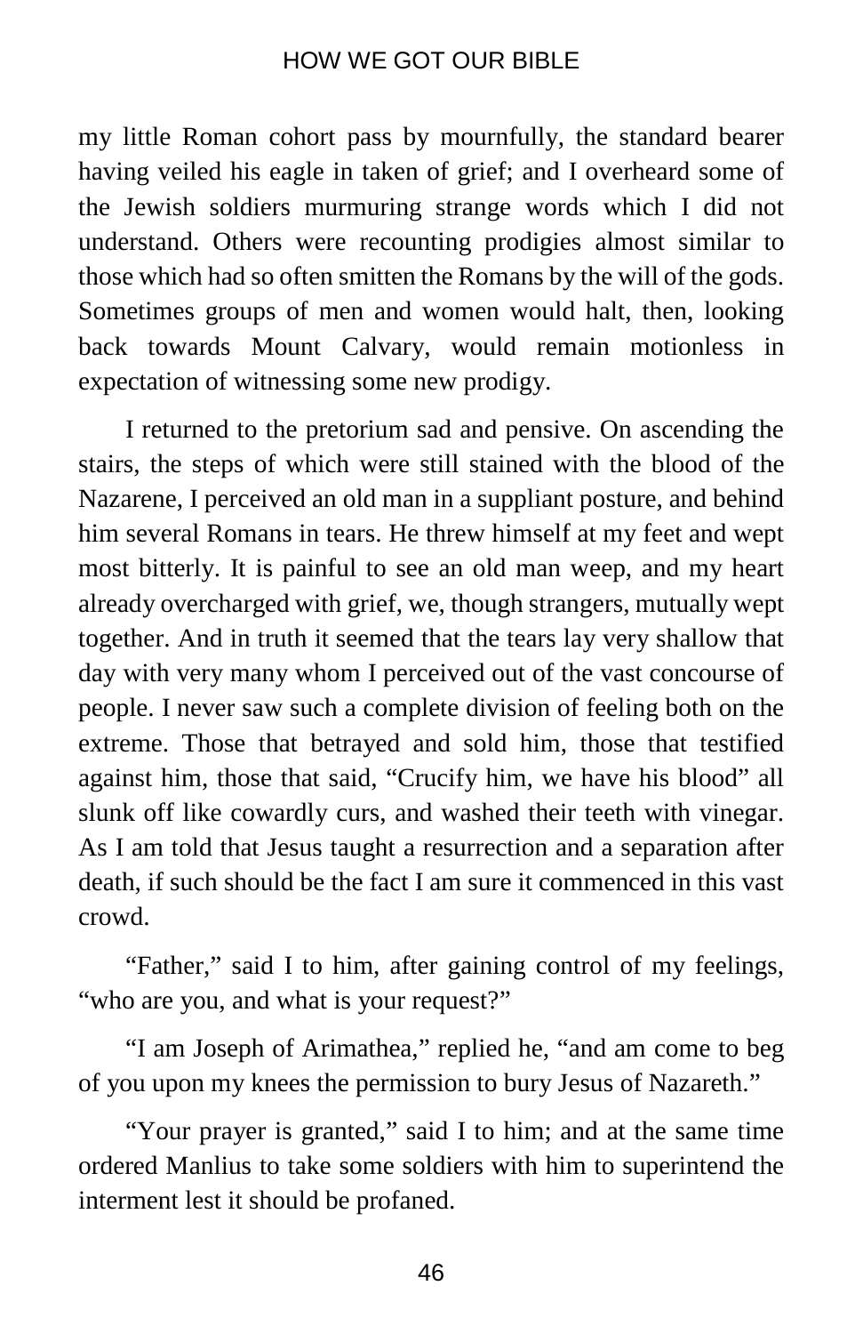my little Roman cohort pass by mournfully, the standard bearer having veiled his eagle in taken of grief; and I overheard some of the Jewish soldiers murmuring strange words which I did not understand. Others were recounting prodigies almost similar to those which had so often smitten the Romans by the will of the gods. Sometimes groups of men and women would halt, then, looking back towards Mount Calvary, would remain motionless in expectation of witnessing some new prodigy.

I returned to the pretorium sad and pensive. On ascending the stairs, the steps of which were still stained with the blood of the Nazarene, I perceived an old man in a suppliant posture, and behind him several Romans in tears. He threw himself at my feet and wept most bitterly. It is painful to see an old man weep, and my heart already overcharged with grief, we, though strangers, mutually wept together. And in truth it seemed that the tears lay very shallow that day with very many whom I perceived out of the vast concourse of people. I never saw such a complete division of feeling both on the extreme. Those that betrayed and sold him, those that testified against him, those that said, "Crucify him, we have his blood" all slunk off like cowardly curs, and washed their teeth with vinegar. As I am told that Jesus taught a resurrection and a separation after death, if such should be the fact I am sure it commenced in this vast crowd.

"Father," said I to him, after gaining control of my feelings, "who are you, and what is your request?"

"I am Joseph of Arimathea," replied he, "and am come to beg of you upon my knees the permission to bury Jesus of Nazareth."

"Your prayer is granted," said I to him; and at the same time ordered Manlius to take some soldiers with him to superintend the interment lest it should be profaned.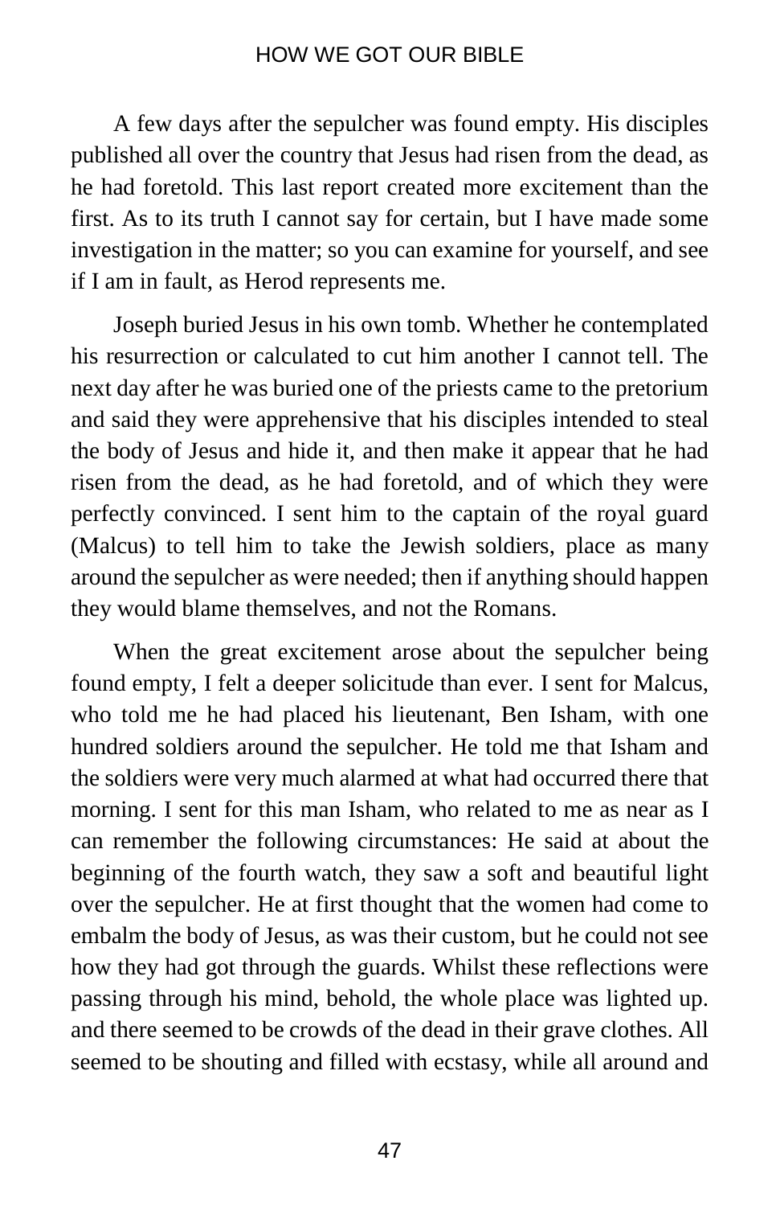A few days after the sepulcher was found empty. His disciples published all over the country that Jesus had risen from the dead, as he had foretold. This last report created more excitement than the first. As to its truth I cannot say for certain, but I have made some investigation in the matter; so you can examine for yourself, and see if I am in fault, as Herod represents me.

Joseph buried Jesus in his own tomb. Whether he contemplated his resurrection or calculated to cut him another I cannot tell. The next day after he was buried one of the priests came to the pretorium and said they were apprehensive that his disciples intended to steal the body of Jesus and hide it, and then make it appear that he had risen from the dead, as he had foretold, and of which they were perfectly convinced. I sent him to the captain of the royal guard (Malcus) to tell him to take the Jewish soldiers, place as many around the sepulcher as were needed; then if anything should happen they would blame themselves, and not the Romans.

When the great excitement arose about the sepulcher being found empty, I felt a deeper solicitude than ever. I sent for Malcus, who told me he had placed his lieutenant, Ben Isham, with one hundred soldiers around the sepulcher. He told me that Isham and the soldiers were very much alarmed at what had occurred there that morning. I sent for this man Isham, who related to me as near as I can remember the following circumstances: He said at about the beginning of the fourth watch, they saw a soft and beautiful light over the sepulcher. He at first thought that the women had come to embalm the body of Jesus, as was their custom, but he could not see how they had got through the guards. Whilst these reflections were passing through his mind, behold, the whole place was lighted up. and there seemed to be crowds of the dead in their grave clothes. All seemed to be shouting and filled with ecstasy, while all around and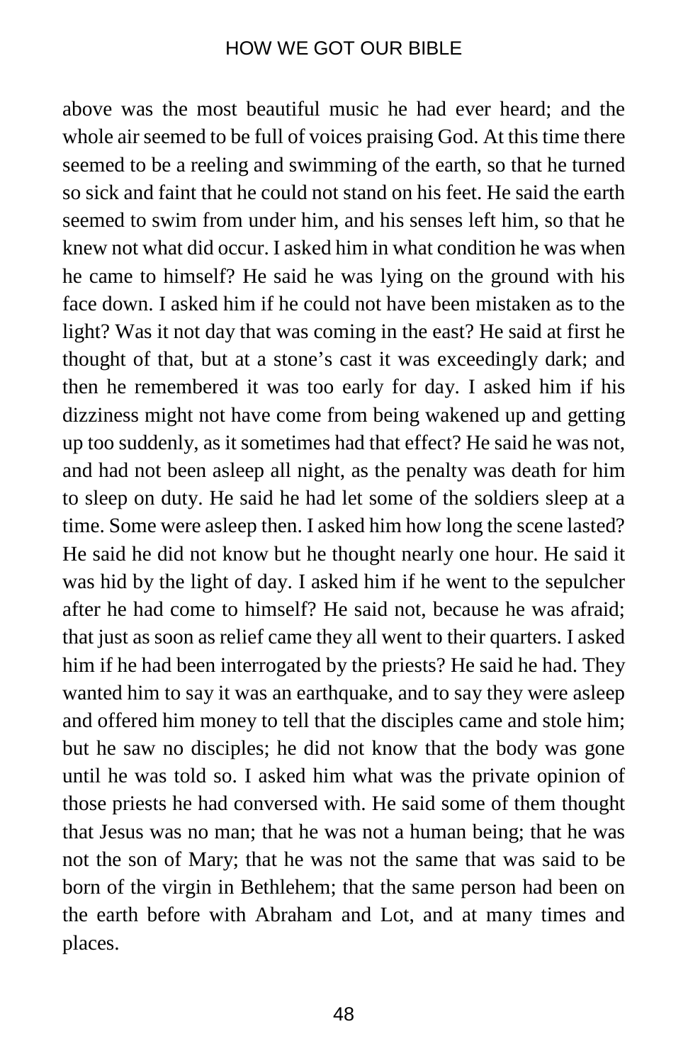above was the most beautiful music he had ever heard; and the whole air seemed to be full of voices praising God. At this time there seemed to be a reeling and swimming of the earth, so that he turned so sick and faint that he could not stand on his feet. He said the earth seemed to swim from under him, and his senses left him, so that he knew not what did occur. I asked him in what condition he was when he came to himself? He said he was lying on the ground with his face down. I asked him if he could not have been mistaken as to the light? Was it not day that was coming in the east? He said at first he thought of that, but at a stone's cast it was exceedingly dark; and then he remembered it was too early for day. I asked him if his dizziness might not have come from being wakened up and getting up too suddenly, as it sometimes had that effect? He said he was not, and had not been asleep all night, as the penalty was death for him to sleep on duty. He said he had let some of the soldiers sleep at a time. Some were asleep then. I asked him how long the scene lasted? He said he did not know but he thought nearly one hour. He said it was hid by the light of day. I asked him if he went to the sepulcher after he had come to himself? He said not, because he was afraid; that just as soon as relief came they all went to their quarters. I asked him if he had been interrogated by the priests? He said he had. They wanted him to say it was an earthquake, and to say they were asleep and offered him money to tell that the disciples came and stole him; but he saw no disciples; he did not know that the body was gone until he was told so. I asked him what was the private opinion of those priests he had conversed with. He said some of them thought that Jesus was no man; that he was not a human being; that he was not the son of Mary; that he was not the same that was said to be born of the virgin in Bethlehem; that the same person had been on the earth before with Abraham and Lot, and at many times and places.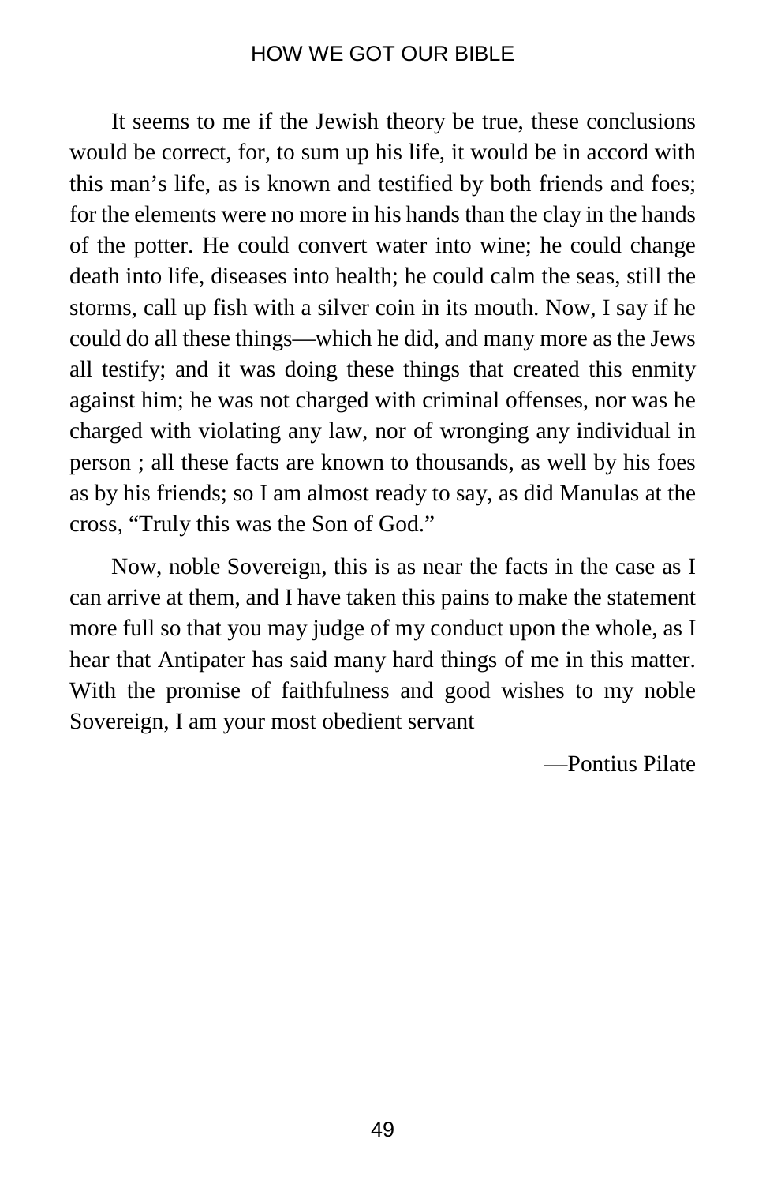It seems to me if the Jewish theory be true, these conclusions would be correct, for, to sum up his life, it would be in accord with this man's life, as is known and testified by both friends and foes; for the elements were no more in his hands than the clay in the hands of the potter. He could convert water into wine; he could change death into life, diseases into health; he could calm the seas, still the storms, call up fish with a silver coin in its mouth. Now, I say if he could do all these things—which he did, and many more as the Jews all testify; and it was doing these things that created this enmity against him; he was not charged with criminal offenses, nor was he charged with violating any law, nor of wronging any individual in person ; all these facts are known to thousands, as well by his foes as by his friends; so I am almost ready to say, as did Manulas at the cross, "Truly this was the Son of God."

Now, noble Sovereign, this is as near the facts in the case as I can arrive at them, and I have taken this pains to make the statement more full so that you may judge of my conduct upon the whole, as I hear that Antipater has said many hard things of me in this matter. With the promise of faithfulness and good wishes to my noble Sovereign, I am your most obedient servant

—Pontius Pilate